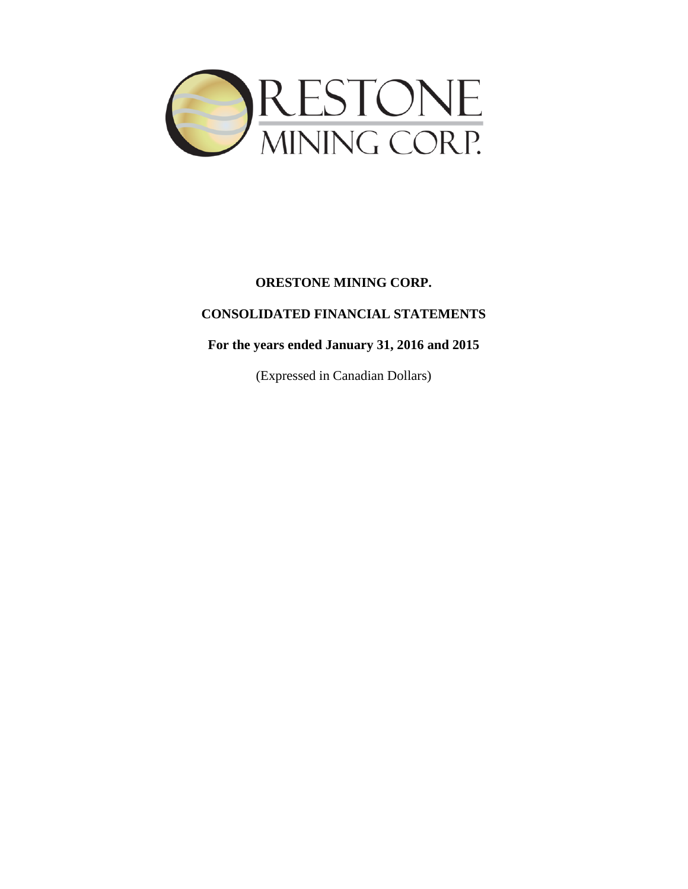# ORESTONE MINING CORP.

## CONSOLIDATED FINANCIAL STATEMENTS

### For the years ended January 31, 2016 and 2015

(Expressed in Canadian Dollars)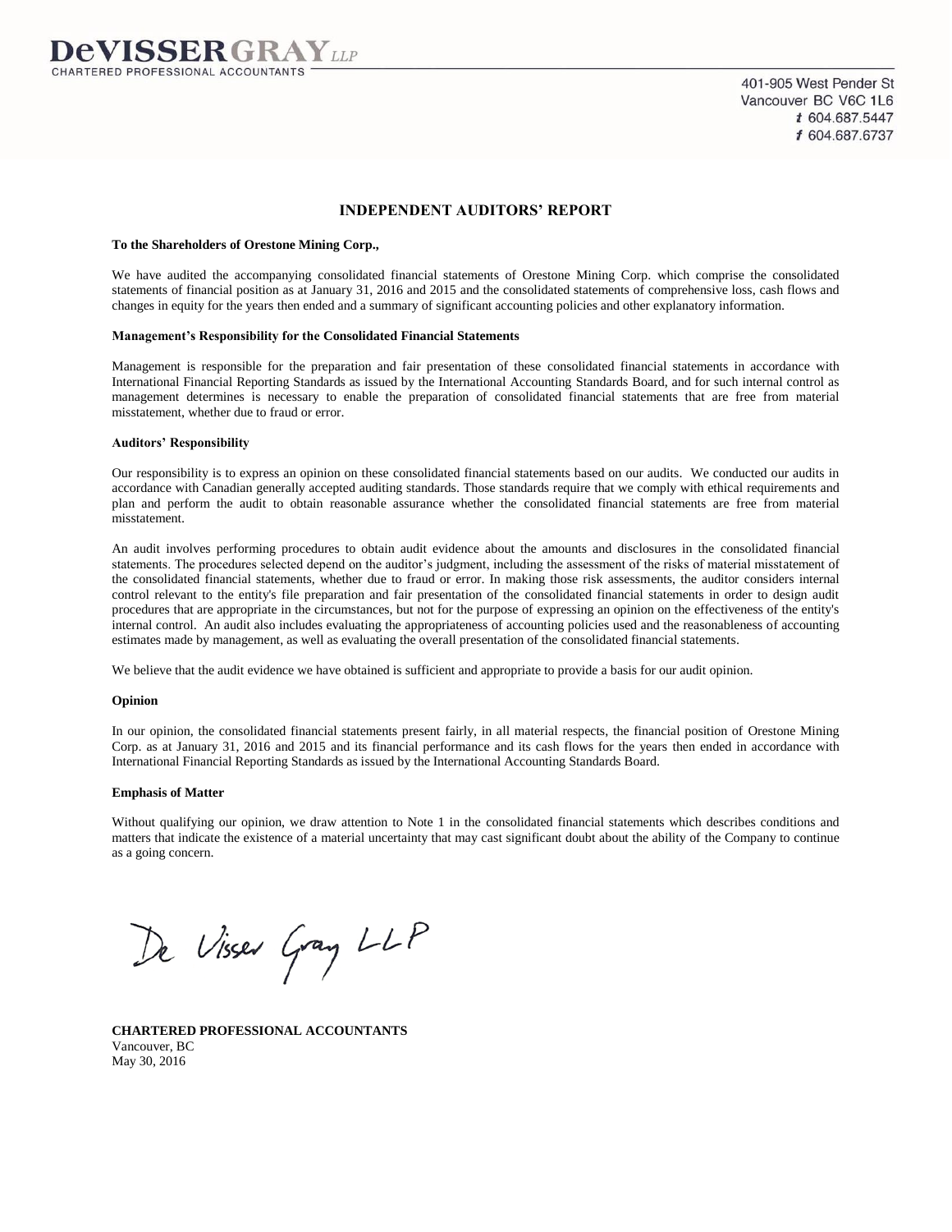**DeVISSER GRAY** *LLP*
CHARTERED PROFESSIONAL ACCOUNTANTS

401-905 West Pender St
Vancouver BC V6C 1L6
t 604.687.5447
f 604.687.6737

## INDEPENDENT AUDITORS' REPORT

**To the Shareholders of Orestone Mining Corp.,**

We have audited the accompanying consolidated financial statements of Orestone Mining Corp. which comprise the consolidated statements of financial position as at January 31, 2016 and 2015 and the consolidated statements of comprehensive loss, cash flows and changes in equity for the years then ended and a summary of significant accounting policies and other explanatory information.

**Management's Responsibility for the Consolidated Financial Statements**

Management is responsible for the preparation and fair presentation of these consolidated financial statements in accordance with International Financial Reporting Standards as issued by the International Accounting Standards Board, and for such internal control as management determines is necessary to enable the preparation of consolidated financial statements that are free from material misstatement, whether due to fraud or error.

**Auditors' Responsibility**

Our responsibility is to express an opinion on these consolidated financial statements based on our audits. We conducted our audits in accordance with Canadian generally accepted auditing standards. Those standards require that we comply with ethical requirements and plan and perform the audit to obtain reasonable assurance whether the consolidated financial statements are free from material misstatement.

An audit involves performing procedures to obtain audit evidence about the amounts and disclosures in the consolidated financial statements. The procedures selected depend on the auditor's judgment, including the assessment of the risks of material misstatement of the consolidated financial statements, whether due to fraud or error. In making those risk assessments, the auditor considers internal control relevant to the entity's file preparation and fair presentation of the consolidated financial statements in order to design audit procedures that are appropriate in the circumstances, but not for the purpose of expressing an opinion on the effectiveness of the entity's internal control. An audit also includes evaluating the appropriateness of accounting policies used and the reasonableness of accounting estimates made by management, as well as evaluating the overall presentation of the consolidated financial statements.

We believe that the audit evidence we have obtained is sufficient and appropriate to provide a basis for our audit opinion.

**Opinion**

In our opinion, the consolidated financial statements present fairly, in all material respects, the financial position of Orestone Mining Corp. as at January 31, 2016 and 2015 and its financial performance and its cash flows for the years then ended in accordance with International Financial Reporting Standards as issued by the International Accounting Standards Board.

**Emphasis of Matter**

Without qualifying our opinion, we draw attention to Note 1 in the consolidated financial statements which describes conditions and matters that indicate the existence of a material uncertainty that may cast significant doubt about the ability of the Company to continue as a going concern.

*De Visser Gray LLP*

**CHARTERED PROFESSIONAL ACCOUNTANTS**
Vancouver, BC
May 30, 2016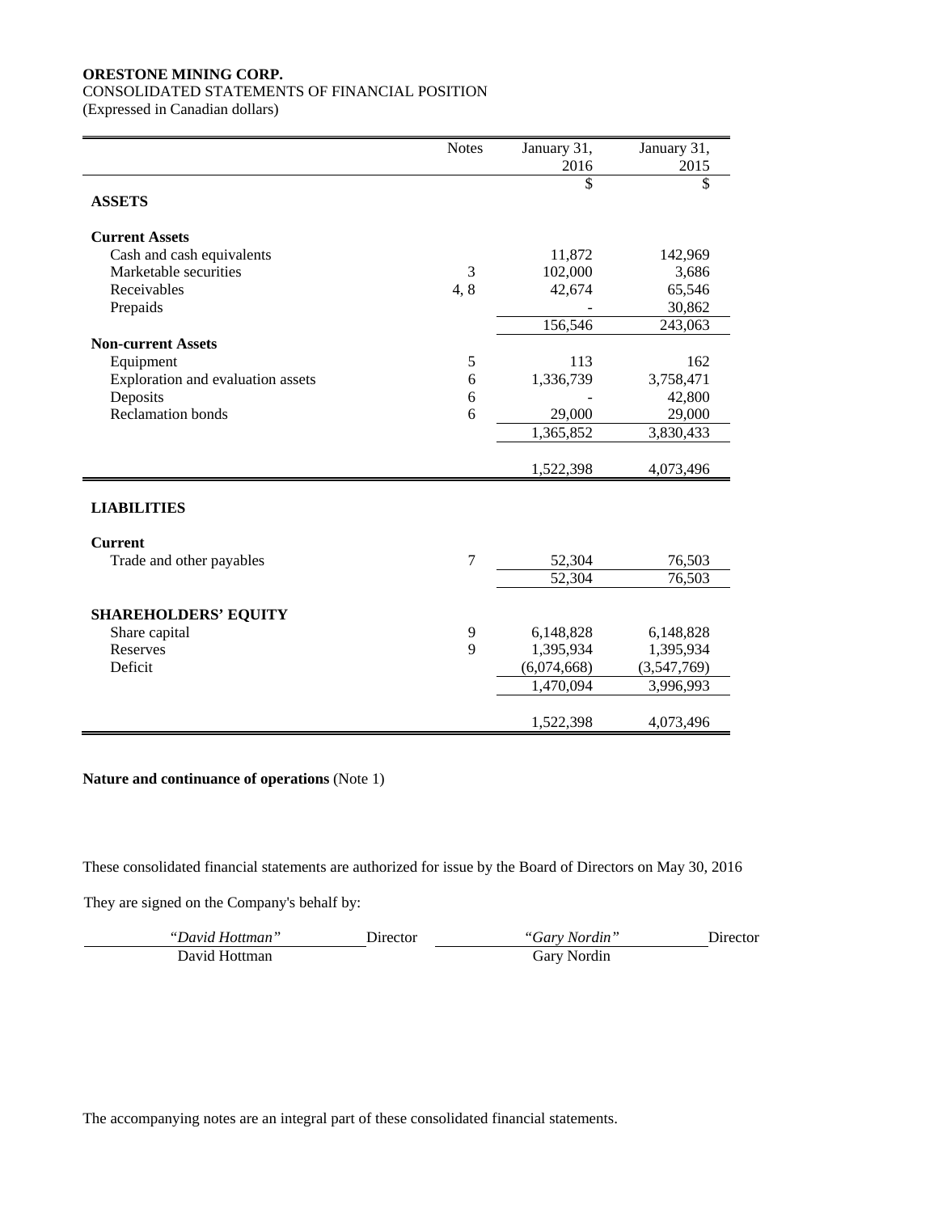**ORESTONE MINING CORP.**
CONSOLIDATED STATEMENTS OF FINANCIAL POSITION
(Expressed in Canadian dollars)

| | Notes | January 31, 2016 | January 31, 2015 |
|---|---|---|---|
| | | $ | $ |
| **ASSETS** | | | |
| **Current Assets** | | | |
| Cash and cash equivalents | | 11,872 | 142,969 |
| Marketable securities | 3 | 102,000 | 3,686 |
| Receivables | 4, 8 | 42,674 | 65,546 |
| Prepaids | | - | 30,862 |
| | | 156,546 | 243,063 |
| **Non-current Assets** | | | |
| Equipment | 5 | 113 | 162 |
| Exploration and evaluation assets | 6 | 1,336,739 | 3,758,471 |
| Deposits | 6 | - | 42,800 |
| Reclamation bonds | 6 | 29,000 | 29,000 |
| | | 1,365,852 | 3,830,433 |
| | | 1,522,398 | 4,073,496 |
| **LIABILITIES** | | | |
| **Current** | | | |
| Trade and other payables | 7 | 52,304 | 76,503 |
| | | 52,304 | 76,503 |
| **SHAREHOLDERS' EQUITY** | | | |
| Share capital | 9 | 6,148,828 | 6,148,828 |
| Reserves | 9 | 1,395,934 | 1,395,934 |
| Deficit | | (6,074,668) | (3,547,769) |
| | | 1,470,094 | 3,996,993 |
| | | 1,522,398 | 4,073,496 |

**Nature and continuance of operations** (Note 1)

These consolidated financial statements are authorized for issue by the Board of Directors on May 30, 2016

They are signed on the Company's behalf by:

| *"David Hottman"* Director | *"Gary Nordin"* Director |
|---|---|
| David Hottman | Gary Nordin |

The accompanying notes are an integral part of these consolidated financial statements.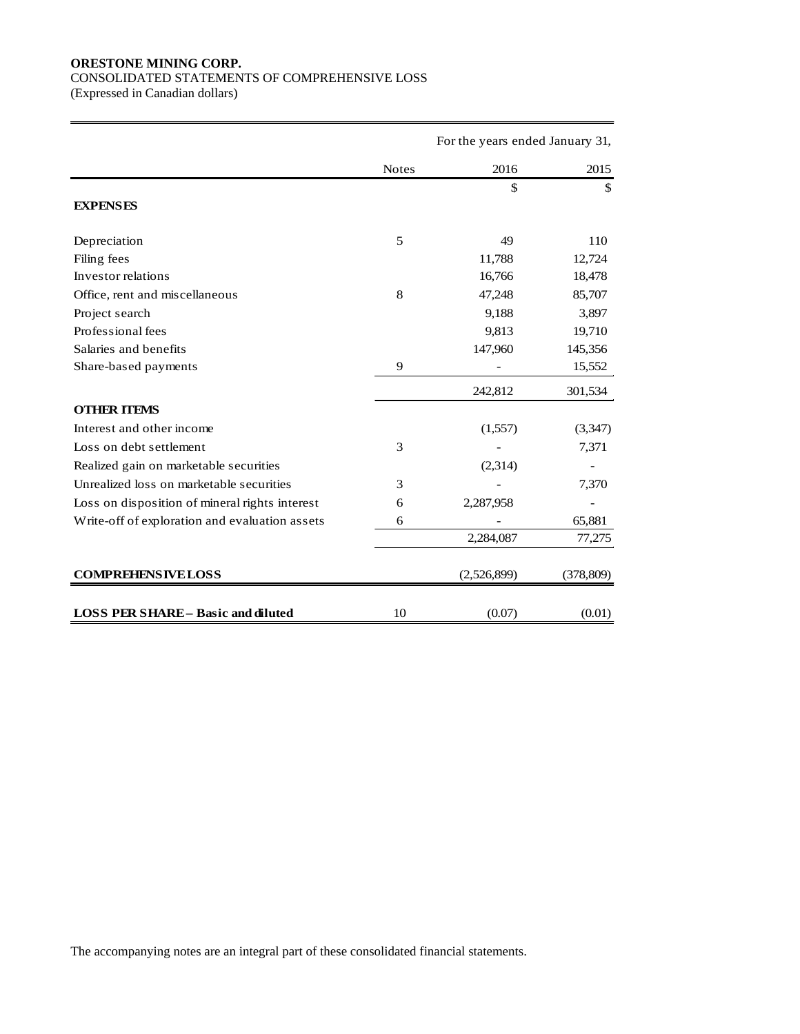**ORESTONE MINING CORP.**
CONSOLIDATED STATEMENTS OF COMPREHENSIVE LOSS
(Expressed in Canadian dollars)

| | | For the years ended January 31, | |
|---|---|---|---|
| | Notes | 2016 | 2015 |
| | | $ | $ |
| **EXPENSES** | | | |
| Depreciation | 5 | 49 | 110 |
| Filing fees | | 11,788 | 12,724 |
| Investor relations | | 16,766 | 18,478 |
| Office, rent and miscellaneous | 8 | 47,248 | 85,707 |
| Project search | | 9,188 | 3,897 |
| Professional fees | | 9,813 | 19,710 |
| Salaries and benefits | | 147,960 | 145,356 |
| Share-based payments | 9 | - | 15,552 |
| | | 242,812 | 301,534 |
| **OTHER ITEMS** | | | |
| Interest and other income | | (1,557) | (3,347) |
| Loss on debt settlement | 3 | - | 7,371 |
| Realized gain on marketable securities | | (2,314) | - |
| Unrealized loss on marketable securities | 3 | - | 7,370 |
| Loss on disposition of mineral rights interest | 6 | 2,287,958 | - |
| Write-off of exploration and evaluation assets | 6 | - | 65,881 |
| | | 2,284,087 | 77,275 |
| **COMPREHENSIVE LOSS** | | (2,526,899) | (378,809) |
| **LOSS PER SHARE – Basic and diluted** | 10 | (0.07) | (0.01) |

The accompanying notes are an integral part of these consolidated financial statements.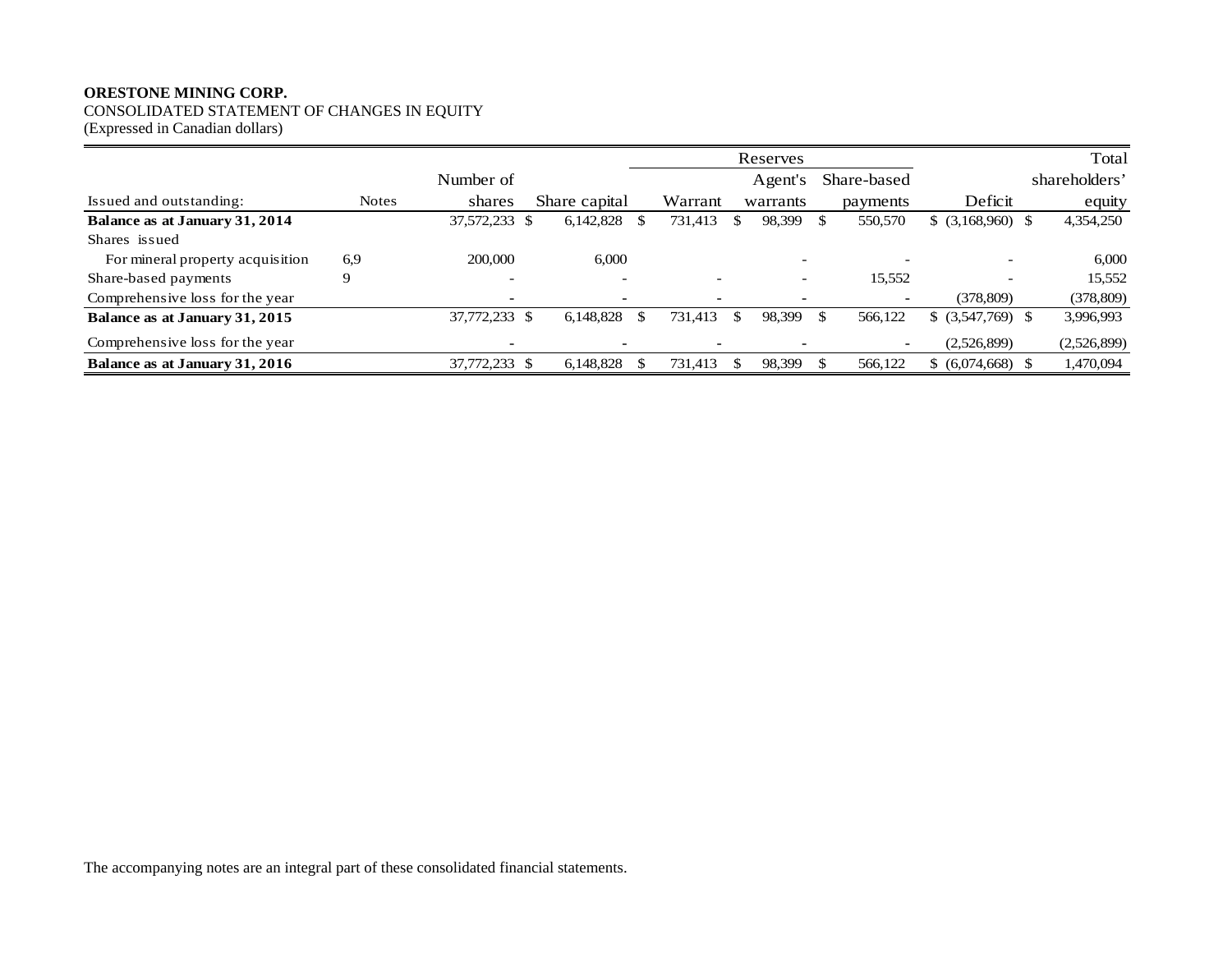**ORESTONE MINING CORP.**
CONSOLIDATED STATEMENT OF CHANGES IN EQUITY
(Expressed in Canadian dollars)

| | | | | Reserves | | | | |
|---|---|---|---|---|---|---|---|---|
| Issued and outstanding: | Notes | Number of shares | Share capital | Warrant | Agent's warrants | Share-based payments | Deficit | Total shareholders' equity |
| **Balance as at January 31, 2014** | | 37,572,233 | $ 6,142,828 | $ 731,413 | $ 98,399 | $ 550,570 | $ (3,168,960) | $ 4,354,250 |
| Shares issued | | | | | | | | |
| For mineral property acquisition | 6,9 | 200,000 | 6,000 | | - | - | - | 6,000 |
| Share-based payments | 9 | - | - | - | - | 15,552 | - | 15,552 |
| Comprehensive loss for the year | | - | - | - | - | - | (378,809) | (378,809) |
| **Balance as at January 31, 2015** | | 37,772,233 | $ 6,148,828 | $ 731,413 | $ 98,399 | $ 566,122 | $ (3,547,769) | $ 3,996,993 |
| Comprehensive loss for the year | | - | - | - | - | - | (2,526,899) | (2,526,899) |
| **Balance as at January 31, 2016** | | 37,772,233 | $ 6,148,828 | $ 731,413 | $ 98,399 | $ 566,122 | $ (6,074,668) | $ 1,470,094 |

The accompanying notes are an integral part of these consolidated financial statements.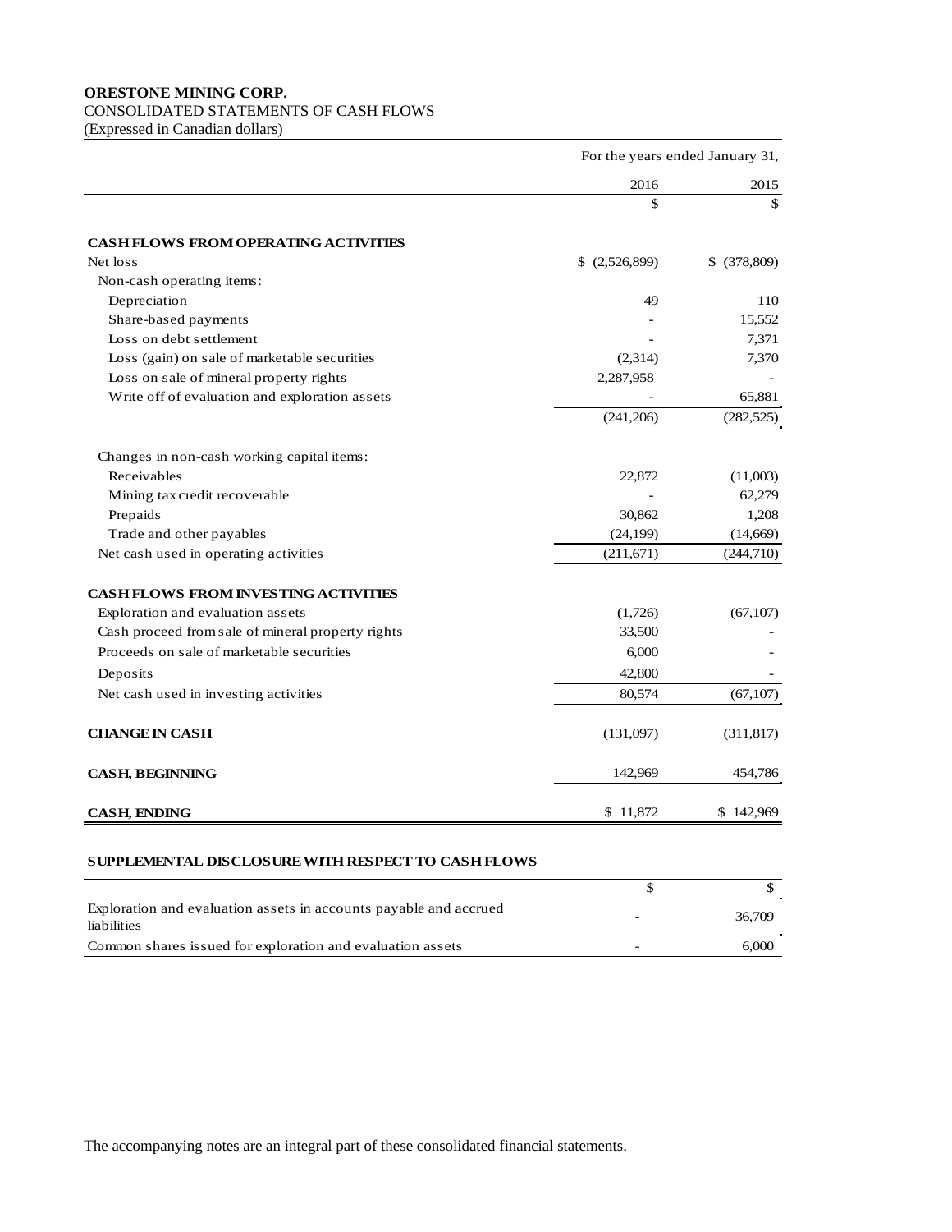**ORESTONE MINING CORP.**
CONSOLIDATED STATEMENTS OF CASH FLOWS
(Expressed in Canadian dollars)

| | For the years ended January 31, | |
|---|---|---|
| | 2016 | 2015 |
| | $ | $ |
| **CASH FLOWS FROM OPERATING ACTIVITIES** | | |
| Net loss | $ (2,526,899) | $ (378,809) |
| Non-cash operating items: | | |
| Depreciation | 49 | 110 |
| Share-based payments | - | 15,552 |
| Loss on debt settlement | - | 7,371 |
| Loss (gain) on sale of marketable securities | (2,314) | 7,370 |
| Loss on sale of mineral property rights | 2,287,958 | - |
| Write off of evaluation and exploration assets | - | 65,881 |
| | (241,206) | (282,525) |
| Changes in non-cash working capital items: | | |
| Receivables | 22,872 | (11,003) |
| Mining tax credit recoverable | - | 62,279 |
| Prepaids | 30,862 | 1,208 |
| Trade and other payables | (24,199) | (14,669) |
| Net cash used in operating activities | (211,671) | (244,710) |
| **CASH FLOWS FROM INVESTING ACTIVITIES** | | |
| Exploration and evaluation assets | (1,726) | (67,107) |
| Cash proceed from sale of mineral property rights | 33,500 | - |
| Proceeds on sale of marketable securities | 6,000 | - |
| Deposits | 42,800 | - |
| Net cash used in investing activities | 80,574 | (67,107) |
| **CHANGE IN CASH** | (131,097) | (311,817) |
| **CASH, BEGINNING** | 142,969 | 454,786 |
| **CASH, ENDING** | $ 11,872 | $ 142,969 |

**SUPPLEMENTAL DISCLOSURE WITH RESPECT TO CASH FLOWS**

| | $ | $ |
|---|---|---|
| Exploration and evaluation assets in accounts payable and accrued liabilities | - | 36,709 |
| Common shares issued for exploration and evaluation assets | - | 6,000 |

The accompanying notes are an integral part of these consolidated financial statements.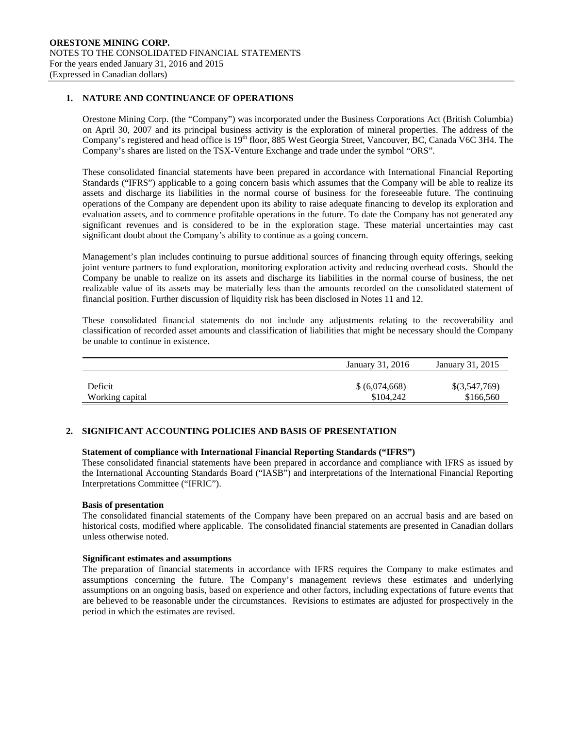**ORESTONE MINING CORP.**
NOTES TO THE CONSOLIDATED FINANCIAL STATEMENTS
For the years ended January 31, 2016 and 2015
(Expressed in Canadian dollars)

## 1. NATURE AND CONTINUANCE OF OPERATIONS

Orestone Mining Corp. (the "Company") was incorporated under the Business Corporations Act (British Columbia) on April 30, 2007 and its principal business activity is the exploration of mineral properties. The address of the Company's registered and head office is 19th floor, 885 West Georgia Street, Vancouver, BC, Canada V6C 3H4. The Company's shares are listed on the TSX-Venture Exchange and trade under the symbol "ORS".

These consolidated financial statements have been prepared in accordance with International Financial Reporting Standards ("IFRS") applicable to a going concern basis which assumes that the Company will be able to realize its assets and discharge its liabilities in the normal course of business for the foreseeable future. The continuing operations of the Company are dependent upon its ability to raise adequate financing to develop its exploration and evaluation assets, and to commence profitable operations in the future. To date the Company has not generated any significant revenues and is considered to be in the exploration stage. These material uncertainties may cast significant doubt about the Company's ability to continue as a going concern.

Management's plan includes continuing to pursue additional sources of financing through equity offerings, seeking joint venture partners to fund exploration, monitoring exploration activity and reducing overhead costs. Should the Company be unable to realize on its assets and discharge its liabilities in the normal course of business, the net realizable value of its assets may be materially less than the amounts recorded on the consolidated statement of financial position. Further discussion of liquidity risk has been disclosed in Notes 11 and 12.

These consolidated financial statements do not include any adjustments relating to the recoverability and classification of recorded asset amounts and classification of liabilities that might be necessary should the Company be unable to continue in existence.

| | January 31, 2016 | January 31, 2015 |
|---|---|---|
| Deficit | $ (6,074,668) | $(3,547,769) |
| Working capital | $104,242 | $166,560 |

## 2. SIGNIFICANT ACCOUNTING POLICIES AND BASIS OF PRESENTATION

**Statement of compliance with International Financial Reporting Standards ("IFRS")**
These consolidated financial statements have been prepared in accordance and compliance with IFRS as issued by the International Accounting Standards Board ("IASB") and interpretations of the International Financial Reporting Interpretations Committee ("IFRIC").

**Basis of presentation**
The consolidated financial statements of the Company have been prepared on an accrual basis and are based on historical costs, modified where applicable. The consolidated financial statements are presented in Canadian dollars unless otherwise noted.

**Significant estimates and assumptions**
The preparation of financial statements in accordance with IFRS requires the Company to make estimates and assumptions concerning the future. The Company's management reviews these estimates and underlying assumptions on an ongoing basis, based on experience and other factors, including expectations of future events that are believed to be reasonable under the circumstances. Revisions to estimates are adjusted for prospectively in the period in which the estimates are revised.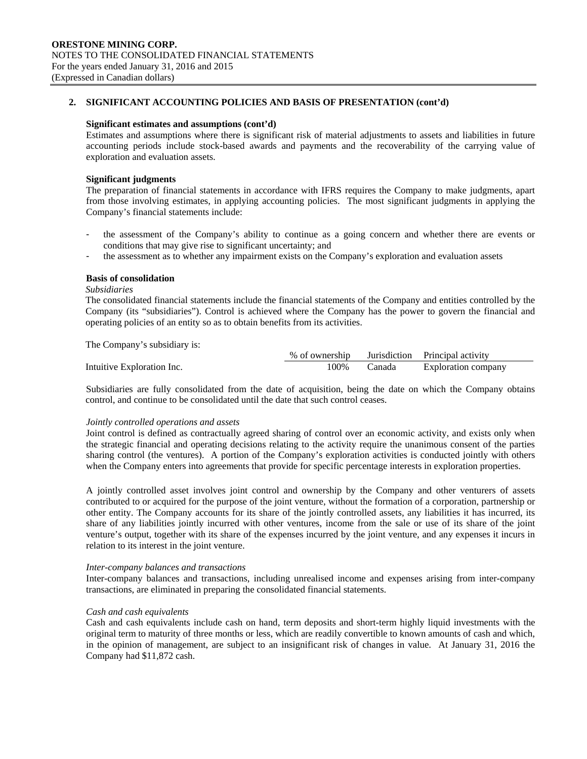## 2. SIGNIFICANT ACCOUNTING POLICIES AND BASIS OF PRESENTATION (cont'd)

**Significant estimates and assumptions (cont'd)**

Estimates and assumptions where there is significant risk of material adjustments to assets and liabilities in future accounting periods include stock-based awards and payments and the recoverability of the carrying value of exploration and evaluation assets.

**Significant judgments**

The preparation of financial statements in accordance with IFRS requires the Company to make judgments, apart from those involving estimates, in applying accounting policies. The most significant judgments in applying the Company's financial statements include:

- the assessment of the Company's ability to continue as a going concern and whether there are events or conditions that may give rise to significant uncertainty; and
- the assessment as to whether any impairment exists on the Company's exploration and evaluation assets

**Basis of consolidation**

*Subsidiaries*

The consolidated financial statements include the financial statements of the Company and entities controlled by the Company (its "subsidiaries"). Control is achieved where the Company has the power to govern the financial and operating policies of an entity so as to obtain benefits from its activities.

The Company's subsidiary is:

| | % of ownership | Jurisdiction | Principal activity |
|---|---|---|---|
| Intuitive Exploration Inc. | 100% | Canada | Exploration company |

Subsidiaries are fully consolidated from the date of acquisition, being the date on which the Company obtains control, and continue to be consolidated until the date that such control ceases.

*Jointly controlled operations and assets*

Joint control is defined as contractually agreed sharing of control over an economic activity, and exists only when the strategic financial and operating decisions relating to the activity require the unanimous consent of the parties sharing control (the ventures). A portion of the Company's exploration activities is conducted jointly with others when the Company enters into agreements that provide for specific percentage interests in exploration properties.

A jointly controlled asset involves joint control and ownership by the Company and other venturers of assets contributed to or acquired for the purpose of the joint venture, without the formation of a corporation, partnership or other entity. The Company accounts for its share of the jointly controlled assets, any liabilities it has incurred, its share of any liabilities jointly incurred with other ventures, income from the sale or use of its share of the joint venture's output, together with its share of the expenses incurred by the joint venture, and any expenses it incurs in relation to its interest in the joint venture.

*Inter-company balances and transactions*

Inter-company balances and transactions, including unrealised income and expenses arising from inter-company transactions, are eliminated in preparing the consolidated financial statements.

*Cash and cash equivalents*

Cash and cash equivalents include cash on hand, term deposits and short-term highly liquid investments with the original term to maturity of three months or less, which are readily convertible to known amounts of cash and which, in the opinion of management, are subject to an insignificant risk of changes in value. At January 31, 2016 the Company had $11,872 cash.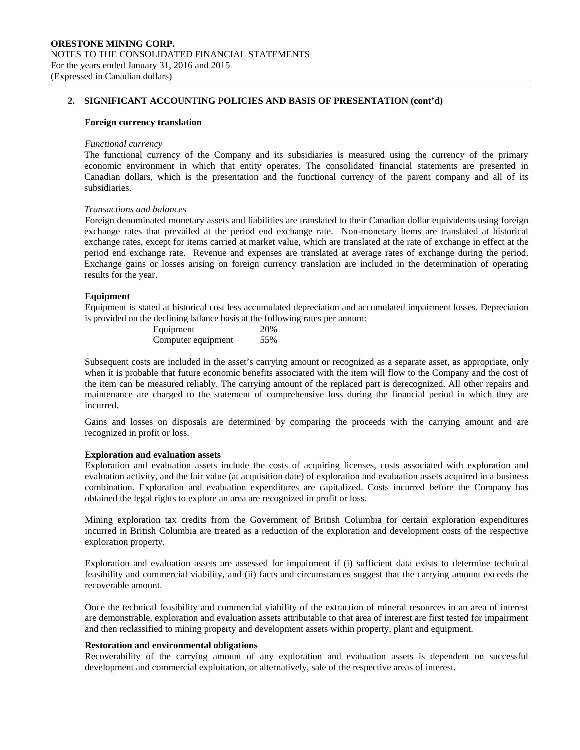## 2. SIGNIFICANT ACCOUNTING POLICIES AND BASIS OF PRESENTATION (cont'd)

### Foreign currency translation

*Functional currency*

The functional currency of the Company and its subsidiaries is measured using the currency of the primary economic environment in which that entity operates. The consolidated financial statements are presented in Canadian dollars, which is the presentation and the functional currency of the parent company and all of its subsidiaries.

*Transactions and balances*

Foreign denominated monetary assets and liabilities are translated to their Canadian dollar equivalents using foreign exchange rates that prevailed at the period end exchange rate. Non-monetary items are translated at historical exchange rates, except for items carried at market value, which are translated at the rate of exchange in effect at the period end exchange rate. Revenue and expenses are translated at average rates of exchange during the period. Exchange gains or losses arising on foreign currency translation are included in the determination of operating results for the year.

### Equipment

Equipment is stated at historical cost less accumulated depreciation and accumulated impairment losses. Depreciation is provided on the declining balance basis at the following rates per annum:

| | |
|---|---|
| Equipment | 20% |
| Computer equipment | 55% |

Subsequent costs are included in the asset's carrying amount or recognized as a separate asset, as appropriate, only when it is probable that future economic benefits associated with the item will flow to the Company and the cost of the item can be measured reliably. The carrying amount of the replaced part is derecognized. All other repairs and maintenance are charged to the statement of comprehensive loss during the financial period in which they are incurred.

Gains and losses on disposals are determined by comparing the proceeds with the carrying amount and are recognized in profit or loss.

### Exploration and evaluation assets

Exploration and evaluation assets include the costs of acquiring licenses, costs associated with exploration and evaluation activity, and the fair value (at acquisition date) of exploration and evaluation assets acquired in a business combination. Exploration and evaluation expenditures are capitalized. Costs incurred before the Company has obtained the legal rights to explore an area are recognized in profit or loss.

Mining exploration tax credits from the Government of British Columbia for certain exploration expenditures incurred in British Columbia are treated as a reduction of the exploration and development costs of the respective exploration property.

Exploration and evaluation assets are assessed for impairment if (i) sufficient data exists to determine technical feasibility and commercial viability, and (ii) facts and circumstances suggest that the carrying amount exceeds the recoverable amount.

Once the technical feasibility and commercial viability of the extraction of mineral resources in an area of interest are demonstrable, exploration and evaluation assets attributable to that area of interest are first tested for impairment and then reclassified to mining property and development assets within property, plant and equipment.

### Restoration and environmental obligations

Recoverability of the carrying amount of any exploration and evaluation assets is dependent on successful development and commercial exploitation, or alternatively, sale of the respective areas of interest.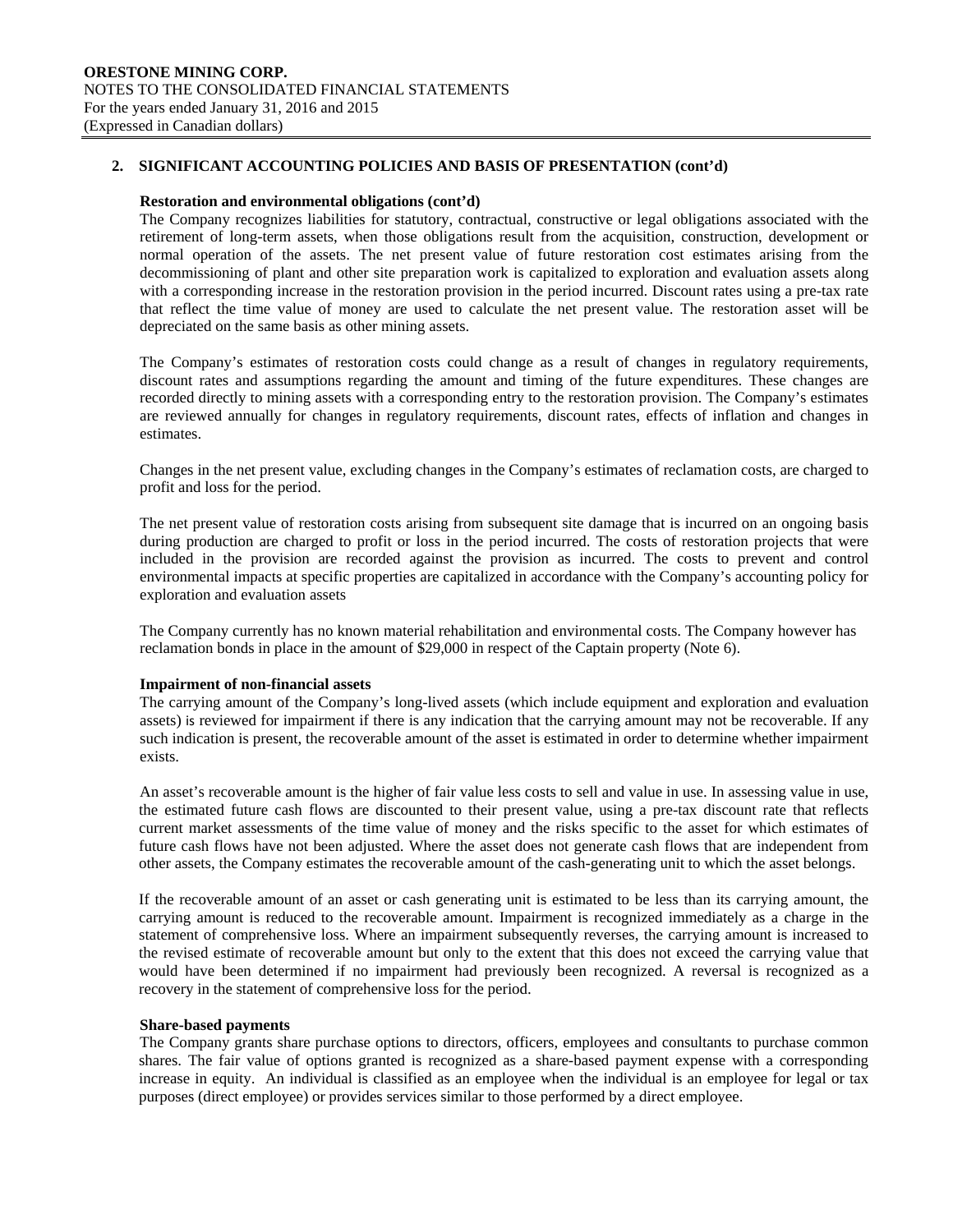## 2. SIGNIFICANT ACCOUNTING POLICIES AND BASIS OF PRESENTATION (cont'd)

### Restoration and environmental obligations (cont'd)

The Company recognizes liabilities for statutory, contractual, constructive or legal obligations associated with the retirement of long-term assets, when those obligations result from the acquisition, construction, development or normal operation of the assets. The net present value of future restoration cost estimates arising from the decommissioning of plant and other site preparation work is capitalized to exploration and evaluation assets along with a corresponding increase in the restoration provision in the period incurred. Discount rates using a pre-tax rate that reflect the time value of money are used to calculate the net present value. The restoration asset will be depreciated on the same basis as other mining assets.

The Company's estimates of restoration costs could change as a result of changes in regulatory requirements, discount rates and assumptions regarding the amount and timing of the future expenditures. These changes are recorded directly to mining assets with a corresponding entry to the restoration provision. The Company's estimates are reviewed annually for changes in regulatory requirements, discount rates, effects of inflation and changes in estimates.

Changes in the net present value, excluding changes in the Company's estimates of reclamation costs, are charged to profit and loss for the period.

The net present value of restoration costs arising from subsequent site damage that is incurred on an ongoing basis during production are charged to profit or loss in the period incurred. The costs of restoration projects that were included in the provision are recorded against the provision as incurred. The costs to prevent and control environmental impacts at specific properties are capitalized in accordance with the Company's accounting policy for exploration and evaluation assets

The Company currently has no known material rehabilitation and environmental costs. The Company however has reclamation bonds in place in the amount of $29,000 in respect of the Captain property (Note 6).

### Impairment of non-financial assets

The carrying amount of the Company's long-lived assets (which include equipment and exploration and evaluation assets) is reviewed for impairment if there is any indication that the carrying amount may not be recoverable. If any such indication is present, the recoverable amount of the asset is estimated in order to determine whether impairment exists.

An asset's recoverable amount is the higher of fair value less costs to sell and value in use. In assessing value in use, the estimated future cash flows are discounted to their present value, using a pre-tax discount rate that reflects current market assessments of the time value of money and the risks specific to the asset for which estimates of future cash flows have not been adjusted. Where the asset does not generate cash flows that are independent from other assets, the Company estimates the recoverable amount of the cash-generating unit to which the asset belongs.

If the recoverable amount of an asset or cash generating unit is estimated to be less than its carrying amount, the carrying amount is reduced to the recoverable amount. Impairment is recognized immediately as a charge in the statement of comprehensive loss. Where an impairment subsequently reverses, the carrying amount is increased to the revised estimate of recoverable amount but only to the extent that this does not exceed the carrying value that would have been determined if no impairment had previously been recognized. A reversal is recognized as a recovery in the statement of comprehensive loss for the period.

### Share-based payments

The Company grants share purchase options to directors, officers, employees and consultants to purchase common shares. The fair value of options granted is recognized as a share-based payment expense with a corresponding increase in equity. An individual is classified as an employee when the individual is an employee for legal or tax purposes (direct employee) or provides services similar to those performed by a direct employee.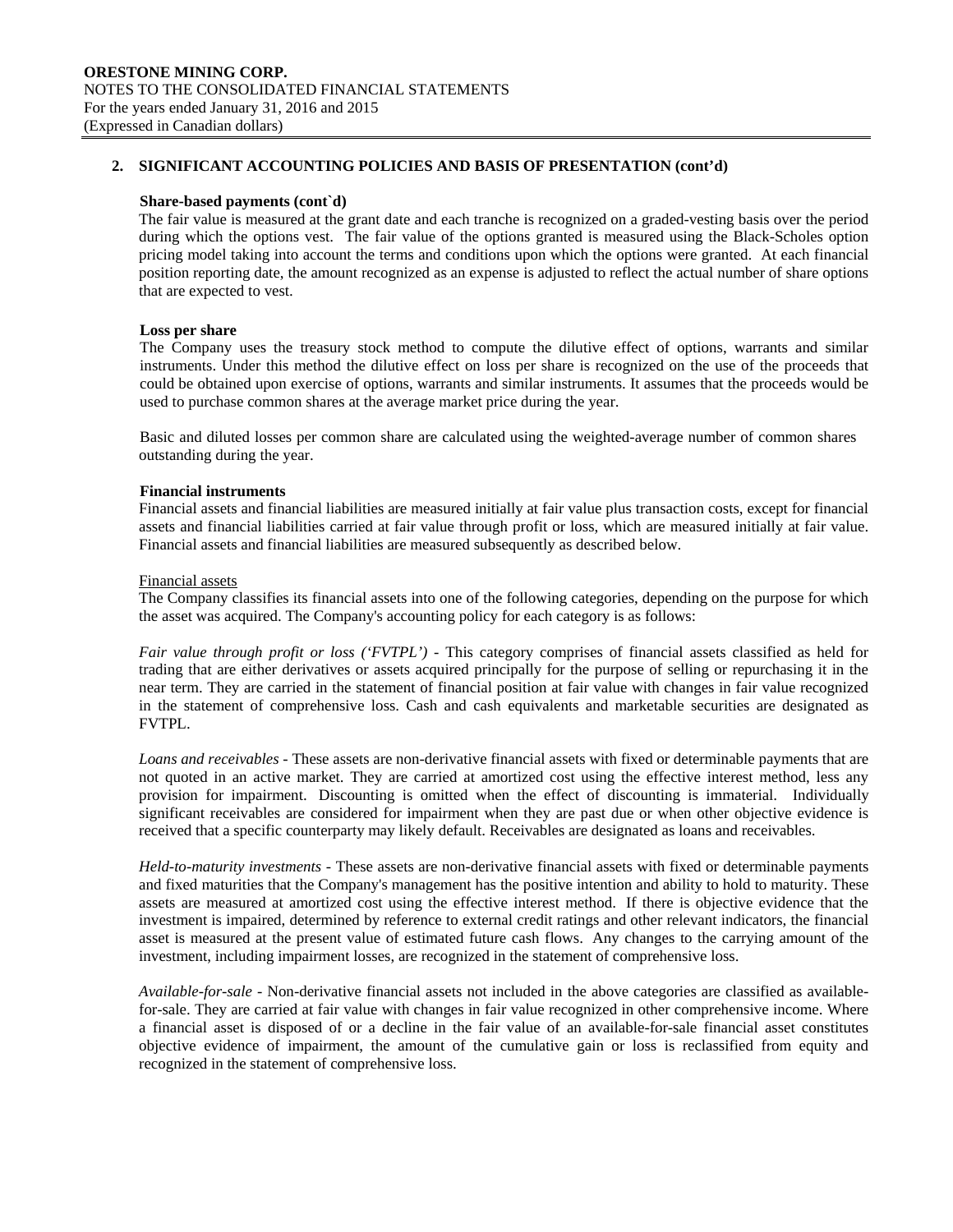## 2. SIGNIFICANT ACCOUNTING POLICIES AND BASIS OF PRESENTATION (cont'd)

**Share-based payments (cont`d)**

The fair value is measured at the grant date and each tranche is recognized on a graded-vesting basis over the period during which the options vest. The fair value of the options granted is measured using the Black-Scholes option pricing model taking into account the terms and conditions upon which the options were granted. At each financial position reporting date, the amount recognized as an expense is adjusted to reflect the actual number of share options that are expected to vest.

**Loss per share**

The Company uses the treasury stock method to compute the dilutive effect of options, warrants and similar instruments. Under this method the dilutive effect on loss per share is recognized on the use of the proceeds that could be obtained upon exercise of options, warrants and similar instruments. It assumes that the proceeds would be used to purchase common shares at the average market price during the year.

Basic and diluted losses per common share are calculated using the weighted-average number of common shares outstanding during the year.

**Financial instruments**

Financial assets and financial liabilities are measured initially at fair value plus transaction costs, except for financial assets and financial liabilities carried at fair value through profit or loss, which are measured initially at fair value. Financial assets and financial liabilities are measured subsequently as described below.

Financial assets

The Company classifies its financial assets into one of the following categories, depending on the purpose for which the asset was acquired. The Company's accounting policy for each category is as follows:

*Fair value through profit or loss ('FVTPL')* - This category comprises of financial assets classified as held for trading that are either derivatives or assets acquired principally for the purpose of selling or repurchasing it in the near term. They are carried in the statement of financial position at fair value with changes in fair value recognized in the statement of comprehensive loss. Cash and cash equivalents and marketable securities are designated as FVTPL.

*Loans and receivables* - These assets are non-derivative financial assets with fixed or determinable payments that are not quoted in an active market. They are carried at amortized cost using the effective interest method, less any provision for impairment. Discounting is omitted when the effect of discounting is immaterial. Individually significant receivables are considered for impairment when they are past due or when other objective evidence is received that a specific counterparty may likely default. Receivables are designated as loans and receivables.

*Held-to-maturity investments* - These assets are non-derivative financial assets with fixed or determinable payments and fixed maturities that the Company's management has the positive intention and ability to hold to maturity. These assets are measured at amortized cost using the effective interest method. If there is objective evidence that the investment is impaired, determined by reference to external credit ratings and other relevant indicators, the financial asset is measured at the present value of estimated future cash flows. Any changes to the carrying amount of the investment, including impairment losses, are recognized in the statement of comprehensive loss.

*Available-for-sale* - Non-derivative financial assets not included in the above categories are classified as available-for-sale. They are carried at fair value with changes in fair value recognized in other comprehensive income. Where a financial asset is disposed of or a decline in the fair value of an available-for-sale financial asset constitutes objective evidence of impairment, the amount of the cumulative gain or loss is reclassified from equity and recognized in the statement of comprehensive loss.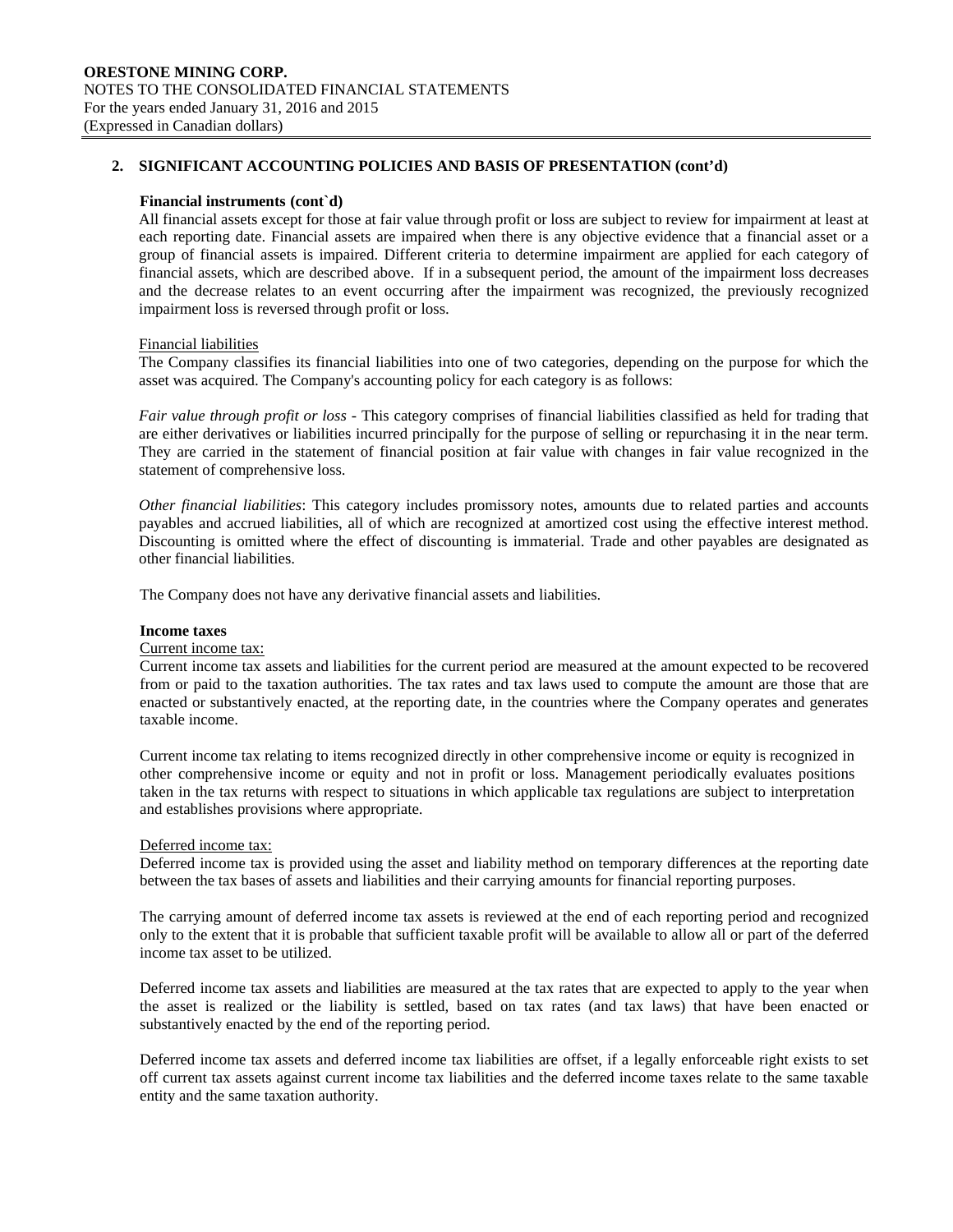## 2. SIGNIFICANT ACCOUNTING POLICIES AND BASIS OF PRESENTATION (cont'd)

**Financial instruments (cont`d)**

All financial assets except for those at fair value through profit or loss are subject to review for impairment at least at each reporting date. Financial assets are impaired when there is any objective evidence that a financial asset or a group of financial assets is impaired. Different criteria to determine impairment are applied for each category of financial assets, which are described above. If in a subsequent period, the amount of the impairment loss decreases and the decrease relates to an event occurring after the impairment was recognized, the previously recognized impairment loss is reversed through profit or loss.

Financial liabilities

The Company classifies its financial liabilities into one of two categories, depending on the purpose for which the asset was acquired. The Company's accounting policy for each category is as follows:

*Fair value through profit or loss* - This category comprises of financial liabilities classified as held for trading that are either derivatives or liabilities incurred principally for the purpose of selling or repurchasing it in the near term. They are carried in the statement of financial position at fair value with changes in fair value recognized in the statement of comprehensive loss.

*Other financial liabilities*: This category includes promissory notes, amounts due to related parties and accounts payables and accrued liabilities, all of which are recognized at amortized cost using the effective interest method. Discounting is omitted where the effect of discounting is immaterial. Trade and other payables are designated as other financial liabilities.

The Company does not have any derivative financial assets and liabilities.

**Income taxes**

Current income tax:

Current income tax assets and liabilities for the current period are measured at the amount expected to be recovered from or paid to the taxation authorities. The tax rates and tax laws used to compute the amount are those that are enacted or substantively enacted, at the reporting date, in the countries where the Company operates and generates taxable income.

Current income tax relating to items recognized directly in other comprehensive income or equity is recognized in other comprehensive income or equity and not in profit or loss. Management periodically evaluates positions taken in the tax returns with respect to situations in which applicable tax regulations are subject to interpretation and establishes provisions where appropriate.

Deferred income tax:

Deferred income tax is provided using the asset and liability method on temporary differences at the reporting date between the tax bases of assets and liabilities and their carrying amounts for financial reporting purposes.

The carrying amount of deferred income tax assets is reviewed at the end of each reporting period and recognized only to the extent that it is probable that sufficient taxable profit will be available to allow all or part of the deferred income tax asset to be utilized.

Deferred income tax assets and liabilities are measured at the tax rates that are expected to apply to the year when the asset is realized or the liability is settled, based on tax rates (and tax laws) that have been enacted or substantively enacted by the end of the reporting period.

Deferred income tax assets and deferred income tax liabilities are offset, if a legally enforceable right exists to set off current tax assets against current income tax liabilities and the deferred income taxes relate to the same taxable entity and the same taxation authority.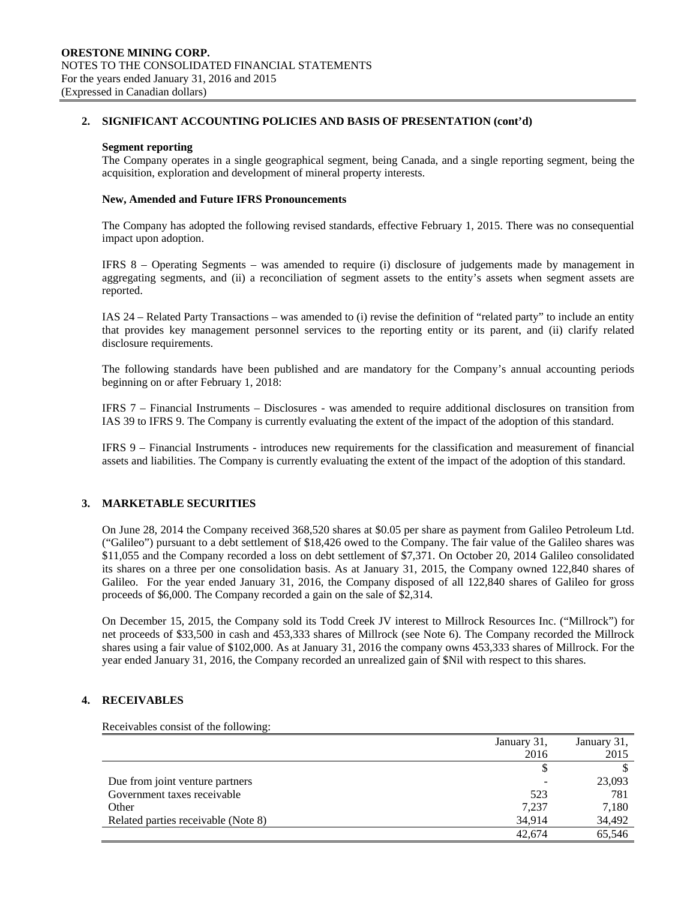## 2. SIGNIFICANT ACCOUNTING POLICIES AND BASIS OF PRESENTATION (cont'd)

**Segment reporting**

The Company operates in a single geographical segment, being Canada, and a single reporting segment, being the acquisition, exploration and development of mineral property interests.

**New, Amended and Future IFRS Pronouncements**

The Company has adopted the following revised standards, effective February 1, 2015. There was no consequential impact upon adoption.

IFRS 8 – Operating Segments – was amended to require (i) disclosure of judgements made by management in aggregating segments, and (ii) a reconciliation of segment assets to the entity's assets when segment assets are reported.

IAS 24 – Related Party Transactions – was amended to (i) revise the definition of "related party" to include an entity that provides key management personnel services to the reporting entity or its parent, and (ii) clarify related disclosure requirements.

The following standards have been published and are mandatory for the Company's annual accounting periods beginning on or after February 1, 2018:

IFRS 7 – Financial Instruments – Disclosures - was amended to require additional disclosures on transition from IAS 39 to IFRS 9. The Company is currently evaluating the extent of the impact of the adoption of this standard.

IFRS 9 – Financial Instruments - introduces new requirements for the classification and measurement of financial assets and liabilities. The Company is currently evaluating the extent of the impact of the adoption of this standard.

## 3. MARKETABLE SECURITIES

On June 28, 2014 the Company received 368,520 shares at $0.05 per share as payment from Galileo Petroleum Ltd. ("Galileo") pursuant to a debt settlement of $18,426 owed to the Company. The fair value of the Galileo shares was $11,055 and the Company recorded a loss on debt settlement of $7,371. On October 20, 2014 Galileo consolidated its shares on a three per one consolidation basis. As at January 31, 2015, the Company owned 122,840 shares of Galileo. For the year ended January 31, 2016, the Company disposed of all 122,840 shares of Galileo for gross proceeds of $6,000. The Company recorded a gain on the sale of $2,314.

On December 15, 2015, the Company sold its Todd Creek JV interest to Millrock Resources Inc. ("Millrock") for net proceeds of $33,500 in cash and 453,333 shares of Millrock (see Note 6). The Company recorded the Millrock shares using a fair value of $102,000. As at January 31, 2016 the company owns 453,333 shares of Millrock. For the year ended January 31, 2016, the Company recorded an unrealized gain of $Nil with respect to this shares.

## 4. RECEIVABLES

Receivables consist of the following:

| | January 31, 2016 | January 31, 2015 |
|---|---|---|
| | $ | $ |
| Due from joint venture partners | - | 23,093 |
| Government taxes receivable | 523 | 781 |
| Other | 7,237 | 7,180 |
| Related parties receivable (Note 8) | 34,914 | 34,492 |
| | 42,674 | 65,546 |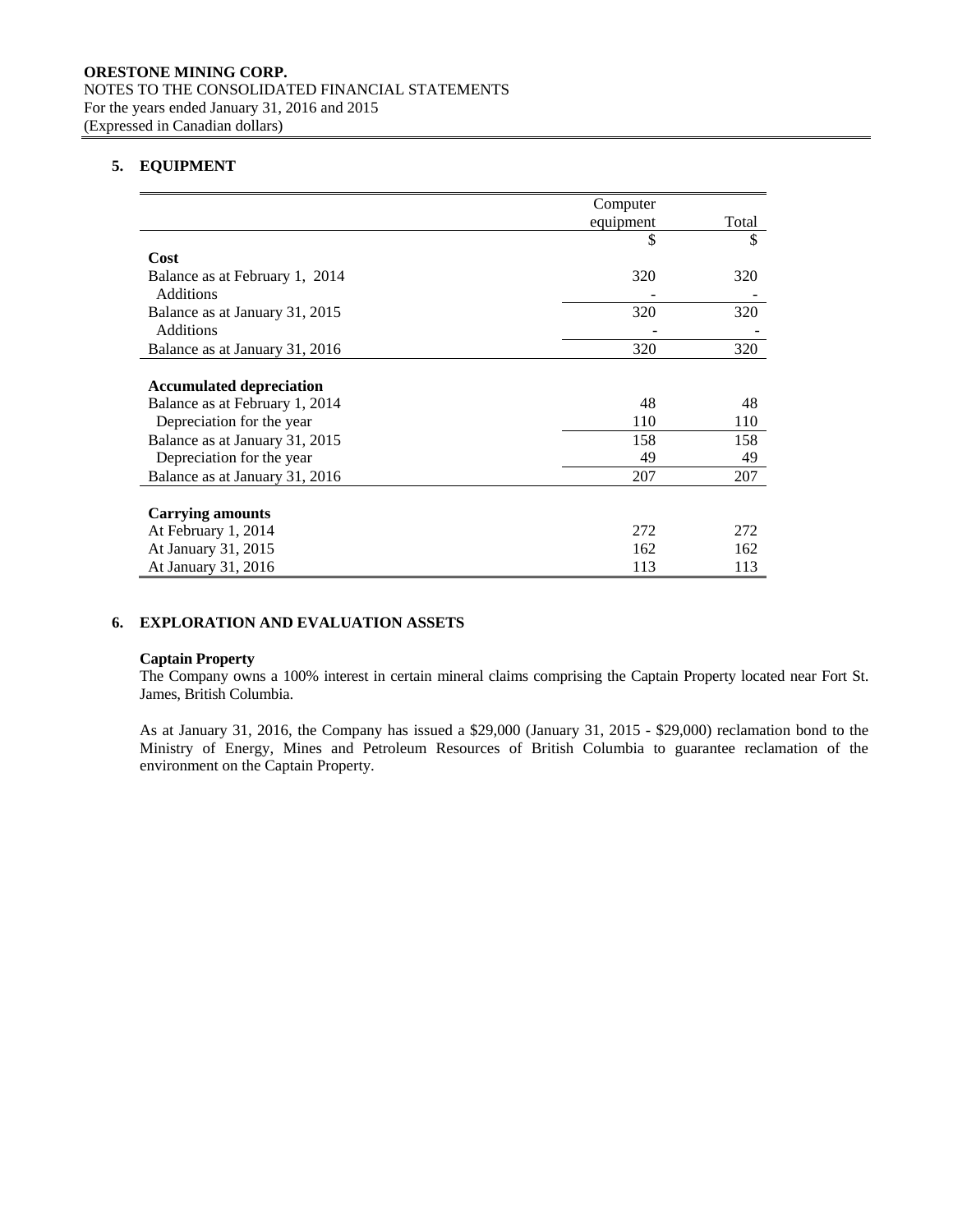## 5. EQUIPMENT

| | Computer equipment | Total |
|---|---|---|
| | $ | $ |
| **Cost** | | |
| Balance as at February 1, 2014 | 320 | 320 |
| Additions | - | - |
| Balance as at January 31, 2015 | 320 | 320 |
| Additions | - | - |
| Balance as at January 31, 2016 | 320 | 320 |
| | | |
| **Accumulated depreciation** | | |
| Balance as at February 1, 2014 | 48 | 48 |
| Depreciation for the year | 110 | 110 |
| Balance as at January 31, 2015 | 158 | 158 |
| Depreciation for the year | 49 | 49 |
| Balance as at January 31, 2016 | 207 | 207 |
| | | |
| **Carrying amounts** | | |
| At February 1, 2014 | 272 | 272 |
| At January 31, 2015 | 162 | 162 |
| At January 31, 2016 | 113 | 113 |

## 6. EXPLORATION AND EVALUATION ASSETS

**Captain Property**

The Company owns a 100% interest in certain mineral claims comprising the Captain Property located near Fort St. James, British Columbia.

As at January 31, 2016, the Company has issued a $29,000 (January 31, 2015 - $29,000) reclamation bond to the Ministry of Energy, Mines and Petroleum Resources of British Columbia to guarantee reclamation of the environment on the Captain Property.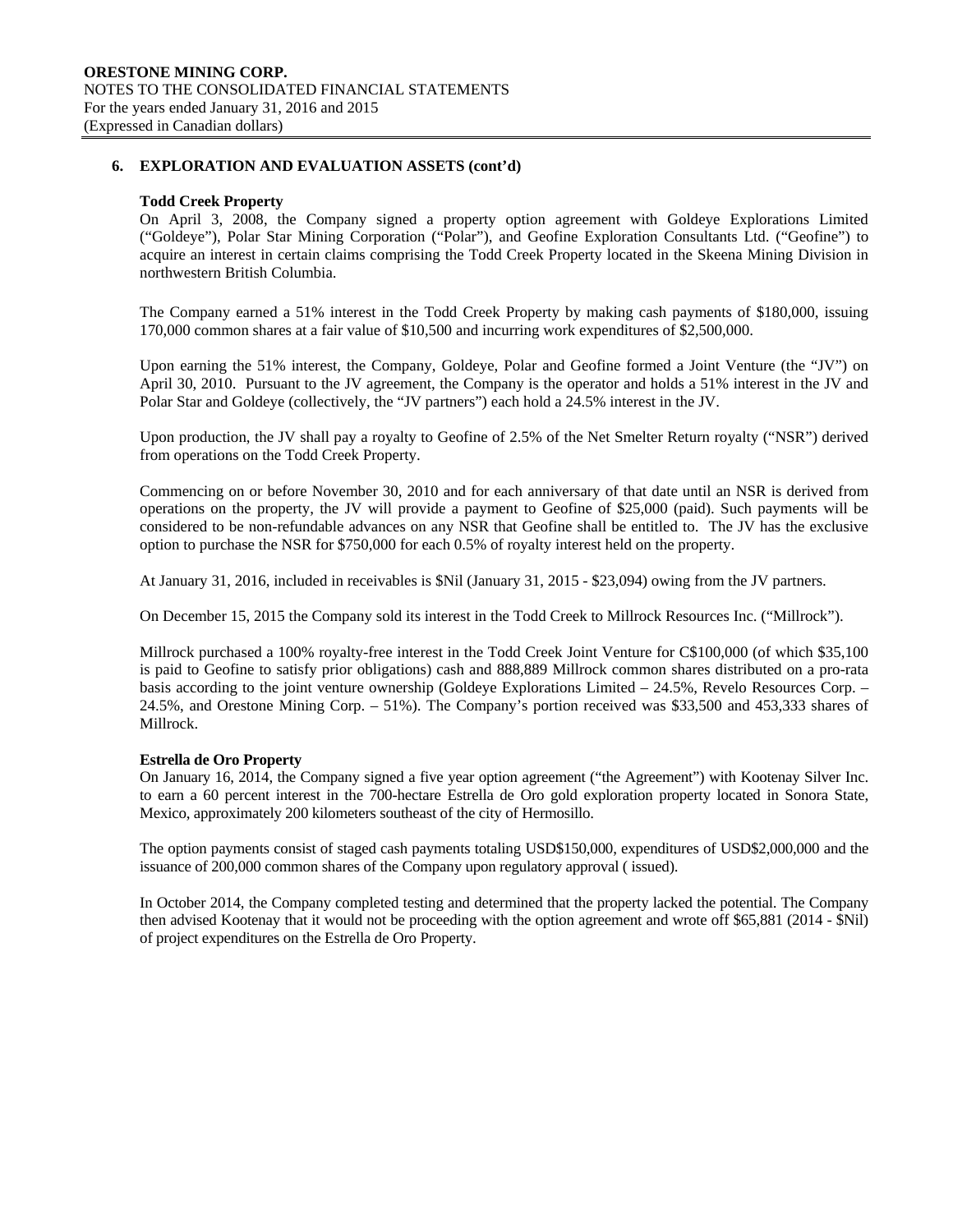## 6. EXPLORATION AND EVALUATION ASSETS (cont'd)

### Todd Creek Property

On April 3, 2008, the Company signed a property option agreement with Goldeye Explorations Limited ("Goldeye"), Polar Star Mining Corporation ("Polar"), and Geofine Exploration Consultants Ltd. ("Geofine") to acquire an interest in certain claims comprising the Todd Creek Property located in the Skeena Mining Division in northwestern British Columbia.

The Company earned a 51% interest in the Todd Creek Property by making cash payments of $180,000, issuing 170,000 common shares at a fair value of $10,500 and incurring work expenditures of $2,500,000.

Upon earning the 51% interest, the Company, Goldeye, Polar and Geofine formed a Joint Venture (the "JV") on April 30, 2010. Pursuant to the JV agreement, the Company is the operator and holds a 51% interest in the JV and Polar Star and Goldeye (collectively, the "JV partners") each hold a 24.5% interest in the JV.

Upon production, the JV shall pay a royalty to Geofine of 2.5% of the Net Smelter Return royalty ("NSR") derived from operations on the Todd Creek Property.

Commencing on or before November 30, 2010 and for each anniversary of that date until an NSR is derived from operations on the property, the JV will provide a payment to Geofine of $25,000 (paid). Such payments will be considered to be non-refundable advances on any NSR that Geofine shall be entitled to. The JV has the exclusive option to purchase the NSR for $750,000 for each 0.5% of royalty interest held on the property.

At January 31, 2016, included in receivables is $Nil (January 31, 2015 - $23,094) owing from the JV partners.

On December 15, 2015 the Company sold its interest in the Todd Creek to Millrock Resources Inc. ("Millrock").

Millrock purchased a 100% royalty-free interest in the Todd Creek Joint Venture for C$100,000 (of which $35,100 is paid to Geofine to satisfy prior obligations) cash and 888,889 Millrock common shares distributed on a pro-rata basis according to the joint venture ownership (Goldeye Explorations Limited – 24.5%, Revelo Resources Corp. – 24.5%, and Orestone Mining Corp. – 51%). The Company's portion received was $33,500 and 453,333 shares of Millrock.

### Estrella de Oro Property

On January 16, 2014, the Company signed a five year option agreement ("the Agreement") with Kootenay Silver Inc. to earn a 60 percent interest in the 700-hectare Estrella de Oro gold exploration property located in Sonora State, Mexico, approximately 200 kilometers southeast of the city of Hermosillo.

The option payments consist of staged cash payments totaling USD$150,000, expenditures of USD$2,000,000 and the issuance of 200,000 common shares of the Company upon regulatory approval ( issued).

In October 2014, the Company completed testing and determined that the property lacked the potential. The Company then advised Kootenay that it would not be proceeding with the option agreement and wrote off $65,881 (2014 - $Nil) of project expenditures on the Estrella de Oro Property.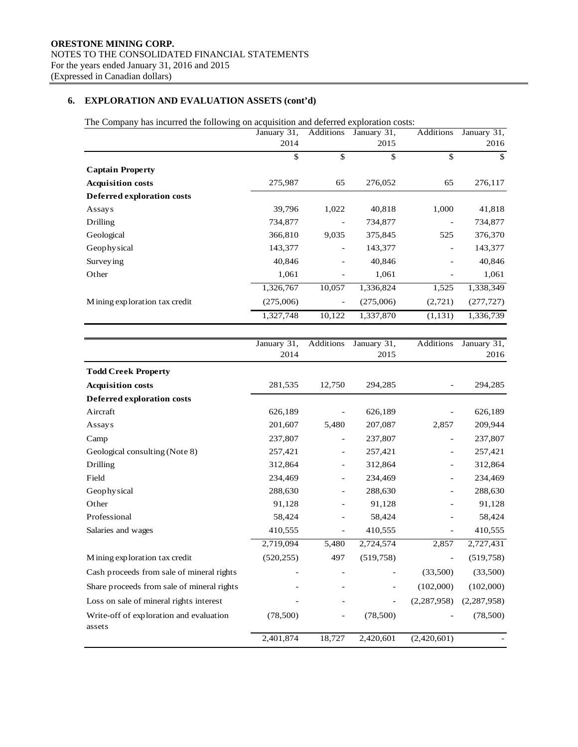## 6. EXPLORATION AND EVALUATION ASSETS (cont'd)

The Company has incurred the following on acquisition and deferred exploration costs:

| | January 31, 2014 | Additions | January 31, 2015 | Additions | January 31, 2016 |
|---|---|---|---|---|---|
| | $ | $ | $ | $ | $ |
| **Captain Property** | | | | | |
| **Acquisition costs** | 275,987 | 65 | 276,052 | 65 | 276,117 |
| **Deferred exploration costs** | | | | | |
| Assays | 39,796 | 1,022 | 40,818 | 1,000 | 41,818 |
| Drilling | 734,877 | - | 734,877 | - | 734,877 |
| Geological | 366,810 | 9,035 | 375,845 | 525 | 376,370 |
| Geophysical | 143,377 | - | 143,377 | - | 143,377 |
| Surveying | 40,846 | - | 40,846 | - | 40,846 |
| Other | 1,061 | - | 1,061 | - | 1,061 |
| | 1,326,767 | 10,057 | 1,336,824 | 1,525 | 1,338,349 |
| Mining exploration tax credit | (275,006) | - | (275,006) | (2,721) | (277,727) |
| | 1,327,748 | 10,122 | 1,337,870 | (1,131) | 1,336,739 |

| | January 31, 2014 | Additions | January 31, 2015 | Additions | January 31, 2016 |
|---|---|---|---|---|---|
| **Todd Creek Property** | | | | | |
| **Acquisition costs** | 281,535 | 12,750 | 294,285 | - | 294,285 |
| **Deferred exploration costs** | | | | | |
| Aircraft | 626,189 | - | 626,189 | - | 626,189 |
| Assays | 201,607 | 5,480 | 207,087 | 2,857 | 209,944 |
| Camp | 237,807 | - | 237,807 | - | 237,807 |
| Geological consulting (Note 8) | 257,421 | - | 257,421 | - | 257,421 |
| Drilling | 312,864 | - | 312,864 | - | 312,864 |
| Field | 234,469 | - | 234,469 | - | 234,469 |
| Geophysical | 288,630 | - | 288,630 | - | 288,630 |
| Other | 91,128 | - | 91,128 | - | 91,128 |
| Professional | 58,424 | - | 58,424 | - | 58,424 |
| Salaries and wages | 410,555 | - | 410,555 | - | 410,555 |
| | 2,719,094 | 5,480 | 2,724,574 | 2,857 | 2,727,431 |
| Mining exploration tax credit | (520,255) | 497 | (519,758) | - | (519,758) |
| Cash proceeds from sale of mineral rights | - | - | - | (33,500) | (33,500) |
| Share proceeds from sale of mineral rights | - | - | - | (102,000) | (102,000) |
| Loss on sale of mineral rights interest | - | - | - | (2,287,958) | (2,287,958) |
| Write-off of exploration and evaluation assets | (78,500) | - | (78,500) | - | (78,500) |
| | 2,401,874 | 18,727 | 2,420,601 | (2,420,601) | - |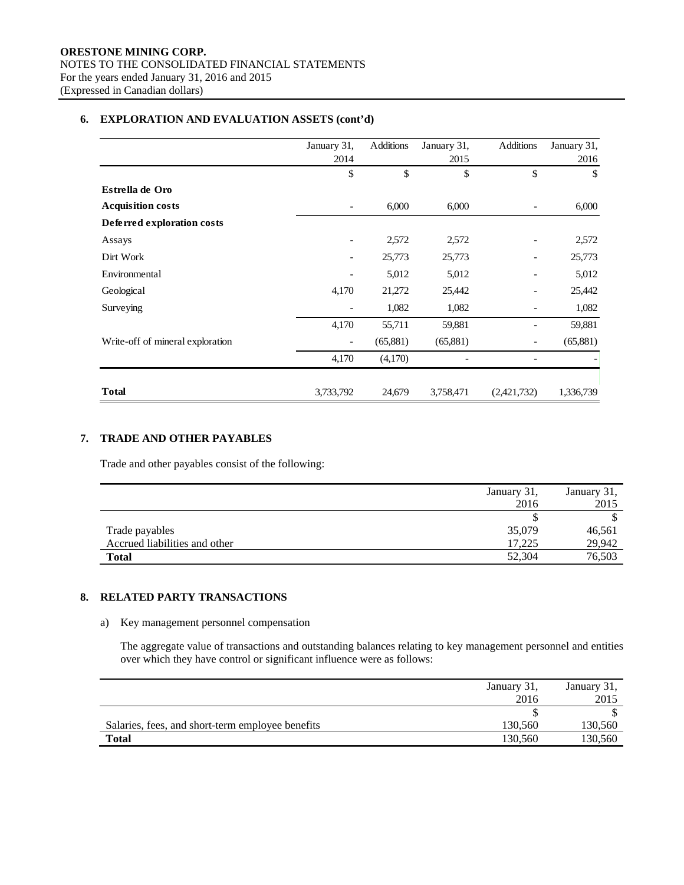**ORESTONE MINING CORP.**
NOTES TO THE CONSOLIDATED FINANCIAL STATEMENTS
For the years ended January 31, 2016 and 2015
(Expressed in Canadian dollars)

## 6. EXPLORATION AND EVALUATION ASSETS (cont'd)

| | January 31, 2014 | Additions | January 31, 2015 | Additions | January 31, 2016 |
|---|---|---|---|---|---|
| | $ | $ | $ | $ | $ |
| **Estrella de Oro** | | | | | |
| **Acquisition costs** | - | 6,000 | 6,000 | - | 6,000 |
| **Deferred exploration costs** | | | | | |
| Assays | - | 2,572 | 2,572 | - | 2,572 |
| Dirt Work | - | 25,773 | 25,773 | - | 25,773 |
| Environmental | - | 5,012 | 5,012 | - | 5,012 |
| Geological | 4,170 | 21,272 | 25,442 | - | 25,442 |
| Surveying | - | 1,082 | 1,082 | - | 1,082 |
| | 4,170 | 55,711 | 59,881 | - | 59,881 |
| Write-off of mineral exploration | - | (65,881) | (65,881) | - | (65,881) |
| | 4,170 | (4,170) | - | - | - |
| **Total** | 3,733,792 | 24,679 | 3,758,471 | (2,421,732) | 1,336,739 |

## 7. TRADE AND OTHER PAYABLES

Trade and other payables consist of the following:

| | January 31, 2016 | January 31, 2015 |
|---|---|---|
| | $ | $ |
| Trade payables | 35,079 | 46,561 |
| Accrued liabilities and other | 17,225 | 29,942 |
| **Total** | 52,304 | 76,503 |

## 8. RELATED PARTY TRANSACTIONS

a) Key management personnel compensation

The aggregate value of transactions and outstanding balances relating to key management personnel and entities over which they have control or significant influence were as follows:

| | January 31, 2016 | January 31, 2015 |
|---|---|---|
| | $ | $ |
| Salaries, fees, and short-term employee benefits | 130,560 | 130,560 |
| **Total** | 130,560 | 130,560 |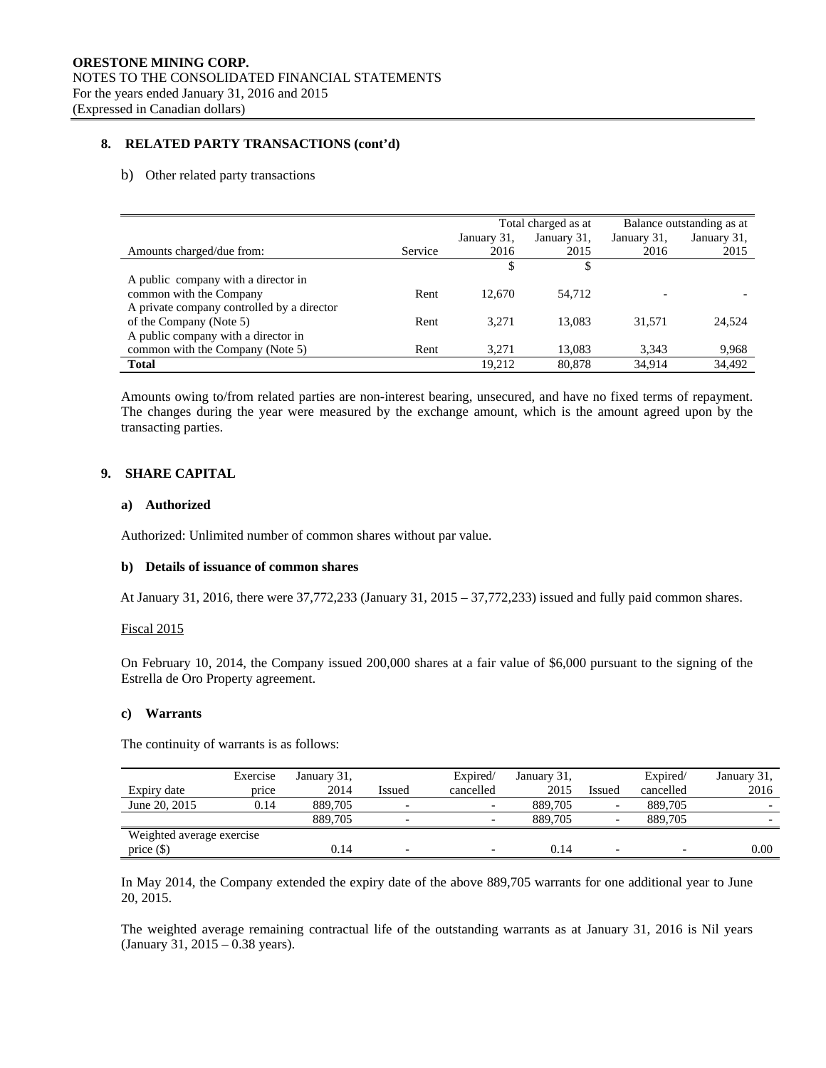## 8. RELATED PARTY TRANSACTIONS (cont'd)

b) Other related party transactions

| | | Total charged as at | | Balance outstanding as at | |
|---|---|---|---|---|---|
| Amounts charged/due from: | Service | January 31, 2016 | January 31, 2015 | January 31, 2016 | January 31, 2015 |
| | | $ | $ | | |
| A public company with a director in common with the Company | Rent | 12,670 | 54,712 | - | - |
| A private company controlled by a director of the Company (Note 5) | Rent | 3,271 | 13,083 | 31,571 | 24,524 |
| A public company with a director in common with the Company (Note 5) | Rent | 3,271 | 13,083 | 3,343 | 9,968 |
| **Total** | | 19,212 | 80,878 | 34,914 | 34,492 |

Amounts owing to/from related parties are non-interest bearing, unsecured, and have no fixed terms of repayment. The changes during the year were measured by the exchange amount, which is the amount agreed upon by the transacting parties.

## 9. SHARE CAPITAL

### a) Authorized

Authorized: Unlimited number of common shares without par value.

### b) Details of issuance of common shares

At January 31, 2016, there were 37,772,233 (January 31, 2015 – 37,772,233) issued and fully paid common shares.

Fiscal 2015

On February 10, 2014, the Company issued 200,000 shares at a fair value of $6,000 pursuant to the signing of the Estrella de Oro Property agreement.

### c) Warrants

The continuity of warrants is as follows:

| Expiry date | Exercise price | January 31, 2014 | Issued | Expired/ cancelled | January 31, 2015 | Issued | Expired/ cancelled | January 31, 2016 |
|---|---|---|---|---|---|---|---|---|
| June 20, 2015 | 0.14 | 889,705 | - | - | 889,705 | - | 889,705 | - |
| | | 889,705 | - | - | 889,705 | - | 889,705 | - |
| Weighted average exercise price ($) | | 0.14 | - | - | 0.14 | - | - | 0.00 |

In May 2014, the Company extended the expiry date of the above 889,705 warrants for one additional year to June 20, 2015.

The weighted average remaining contractual life of the outstanding warrants as at January 31, 2016 is Nil years (January 31, 2015 – 0.38 years).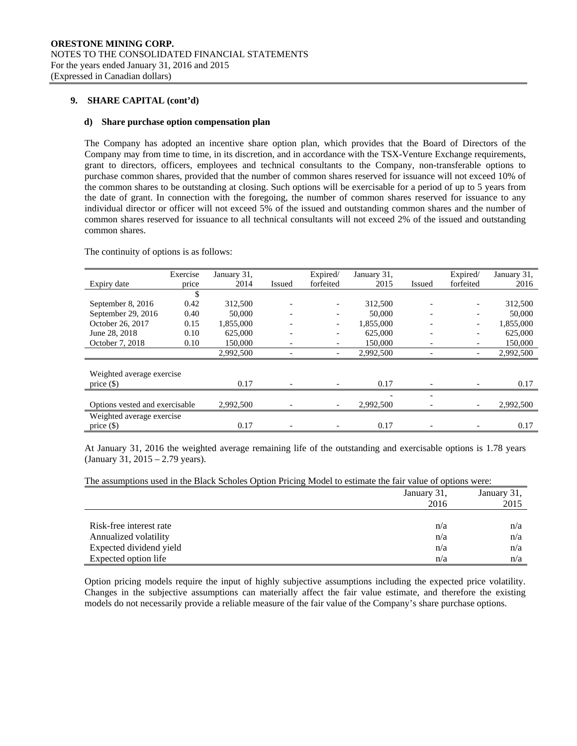**ORESTONE MINING CORP.**
NOTES TO THE CONSOLIDATED FINANCIAL STATEMENTS
For the years ended January 31, 2016 and 2015
(Expressed in Canadian dollars)

## 9. SHARE CAPITAL (cont'd)

### d) Share purchase option compensation plan

The Company has adopted an incentive share option plan, which provides that the Board of Directors of the Company may from time to time, in its discretion, and in accordance with the TSX-Venture Exchange requirements, grant to directors, officers, employees and technical consultants to the Company, non-transferable options to purchase common shares, provided that the number of common shares reserved for issuance will not exceed 10% of the common shares to be outstanding at closing. Such options will be exercisable for a period of up to 5 years from the date of grant. In connection with the foregoing, the number of common shares reserved for issuance to any individual director or officer will not exceed 5% of the issued and outstanding common shares and the number of common shares reserved for issuance to all technical consultants will not exceed 2% of the issued and outstanding common shares.

The continuity of options is as follows:

| Expiry date | Exercise price | January 31, 2014 | Issued | Expired/ forfeited | January 31, 2015 | Issued | Expired/ forfeited | January 31, 2016 |
|---|---|---|---|---|---|---|---|---|
| | $ | | | | | | | |
| September 8, 2016 | 0.42 | 312,500 | - | - | 312,500 | - | - | 312,500 |
| September 29, 2016 | 0.40 | 50,000 | - | - | 50,000 | - | - | 50,000 |
| October 26, 2017 | 0.15 | 1,855,000 | - | - | 1,855,000 | - | - | 1,855,000 |
| June 28, 2018 | 0.10 | 625,000 | - | - | 625,000 | - | - | 625,000 |
| October 7, 2018 | 0.10 | 150,000 | - | - | 150,000 | - | - | 150,000 |
| | | 2,992,500 | - | - | 2,992,500 | - | - | 2,992,500 |
| Weighted average exercise price ($) | | 0.17 | - | - | 0.17 | - | - | 0.17 |
| Options vested and exercisable | | 2,992,500 | - | - | 2,992,500 | - | - | 2,992,500 |
| Weighted average exercise price ($) | | 0.17 | - | - | 0.17 | - | - | 0.17 |

At January 31, 2016 the weighted average remaining life of the outstanding and exercisable options is 1.78 years (January 31, 2015 – 2.79 years).

The assumptions used in the Black Scholes Option Pricing Model to estimate the fair value of options were:

| | January 31, 2016 | January 31, 2015 |
|---|---|---|
| Risk-free interest rate | n/a | n/a |
| Annualized volatility | n/a | n/a |
| Expected dividend yield | n/a | n/a |
| Expected option life | n/a | n/a |

Option pricing models require the input of highly subjective assumptions including the expected price volatility. Changes in the subjective assumptions can materially affect the fair value estimate, and therefore the existing models do not necessarily provide a reliable measure of the fair value of the Company's share purchase options.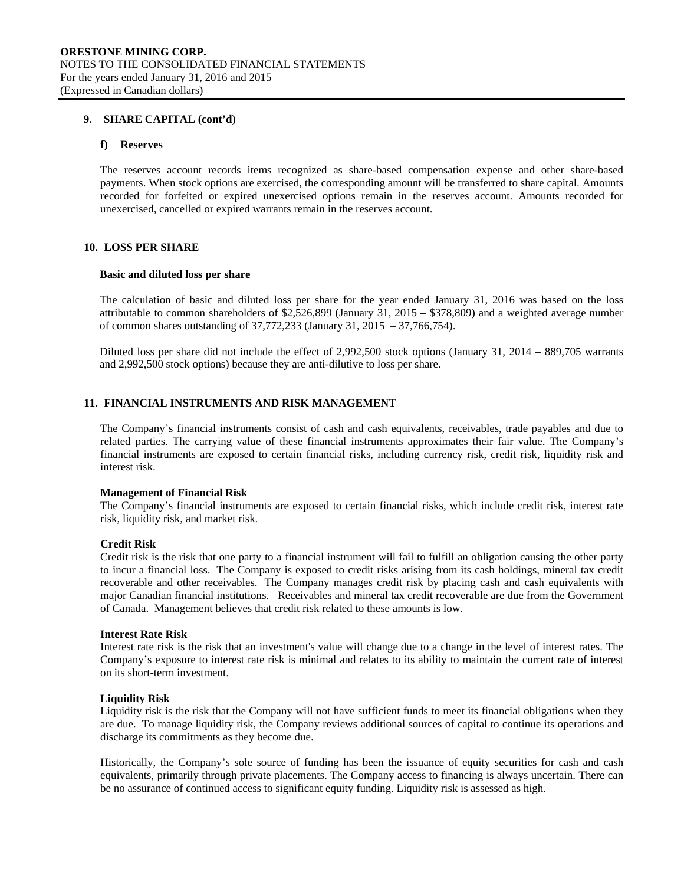## 9. SHARE CAPITAL (cont'd)

### f) Reserves

The reserves account records items recognized as share-based compensation expense and other share-based payments. When stock options are exercised, the corresponding amount will be transferred to share capital. Amounts recorded for forfeited or expired unexercised options remain in the reserves account. Amounts recorded for unexercised, cancelled or expired warrants remain in the reserves account.

## 10. LOSS PER SHARE

**Basic and diluted loss per share**

The calculation of basic and diluted loss per share for the year ended January 31, 2016 was based on the loss attributable to common shareholders of $2,526,899 (January 31, 2015 – $378,809) and a weighted average number of common shares outstanding of 37,772,233 (January 31, 2015 – 37,766,754).

Diluted loss per share did not include the effect of 2,992,500 stock options (January 31, 2014 – 889,705 warrants and 2,992,500 stock options) because they are anti-dilutive to loss per share.

## 11. FINANCIAL INSTRUMENTS AND RISK MANAGEMENT

The Company's financial instruments consist of cash and cash equivalents, receivables, trade payables and due to related parties. The carrying value of these financial instruments approximates their fair value. The Company's financial instruments are exposed to certain financial risks, including currency risk, credit risk, liquidity risk and interest risk.

**Management of Financial Risk**

The Company's financial instruments are exposed to certain financial risks, which include credit risk, interest rate risk, liquidity risk, and market risk.

**Credit Risk**

Credit risk is the risk that one party to a financial instrument will fail to fulfill an obligation causing the other party to incur a financial loss. The Company is exposed to credit risks arising from its cash holdings, mineral tax credit recoverable and other receivables. The Company manages credit risk by placing cash and cash equivalents with major Canadian financial institutions. Receivables and mineral tax credit recoverable are due from the Government of Canada. Management believes that credit risk related to these amounts is low.

**Interest Rate Risk**

Interest rate risk is the risk that an investment's value will change due to a change in the level of interest rates. The Company's exposure to interest rate risk is minimal and relates to its ability to maintain the current rate of interest on its short-term investment.

**Liquidity Risk**

Liquidity risk is the risk that the Company will not have sufficient funds to meet its financial obligations when they are due. To manage liquidity risk, the Company reviews additional sources of capital to continue its operations and discharge its commitments as they become due.

Historically, the Company's sole source of funding has been the issuance of equity securities for cash and cash equivalents, primarily through private placements. The Company access to financing is always uncertain. There can be no assurance of continued access to significant equity funding. Liquidity risk is assessed as high.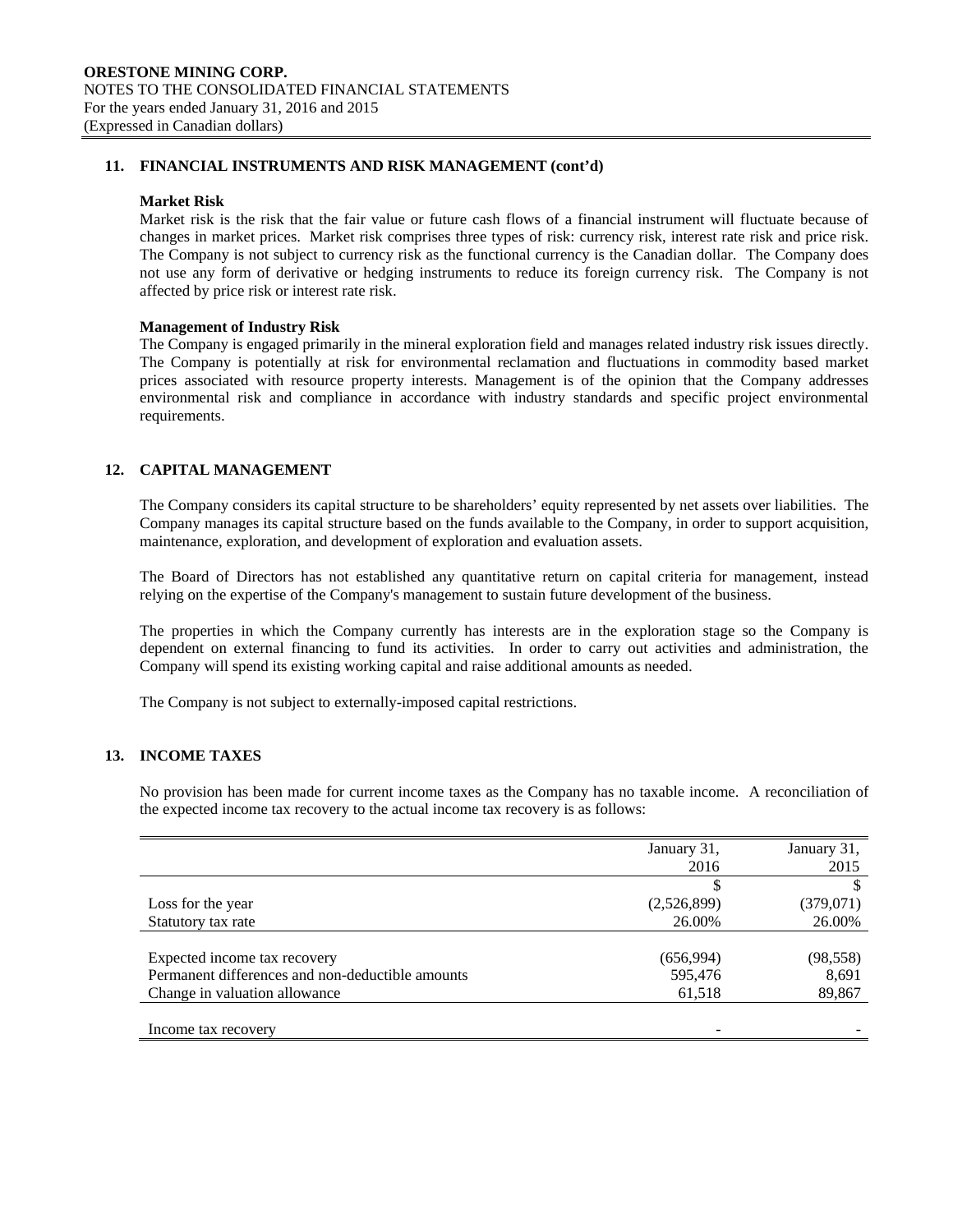## 11. FINANCIAL INSTRUMENTS AND RISK MANAGEMENT (cont'd)

**Market Risk**

Market risk is the risk that the fair value or future cash flows of a financial instrument will fluctuate because of changes in market prices. Market risk comprises three types of risk: currency risk, interest rate risk and price risk. The Company is not subject to currency risk as the functional currency is the Canadian dollar. The Company does not use any form of derivative or hedging instruments to reduce its foreign currency risk. The Company is not affected by price risk or interest rate risk.

**Management of Industry Risk**

The Company is engaged primarily in the mineral exploration field and manages related industry risk issues directly. The Company is potentially at risk for environmental reclamation and fluctuations in commodity based market prices associated with resource property interests. Management is of the opinion that the Company addresses environmental risk and compliance in accordance with industry standards and specific project environmental requirements.

## 12. CAPITAL MANAGEMENT

The Company considers its capital structure to be shareholders' equity represented by net assets over liabilities. The Company manages its capital structure based on the funds available to the Company, in order to support acquisition, maintenance, exploration, and development of exploration and evaluation assets.

The Board of Directors has not established any quantitative return on capital criteria for management, instead relying on the expertise of the Company's management to sustain future development of the business.

The properties in which the Company currently has interests are in the exploration stage so the Company is dependent on external financing to fund its activities. In order to carry out activities and administration, the Company will spend its existing working capital and raise additional amounts as needed.

The Company is not subject to externally-imposed capital restrictions.

## 13. INCOME TAXES

No provision has been made for current income taxes as the Company has no taxable income. A reconciliation of the expected income tax recovery to the actual income tax recovery is as follows:

| | January 31, 2016 | January 31, 2015 |
|---|---|---|
| | $ | $ |
| Loss for the year | (2,526,899) | (379,071) |
| Statutory tax rate | 26.00% | 26.00% |
| | | |
| Expected income tax recovery | (656,994) | (98,558) |
| Permanent differences and non-deductible amounts | 595,476 | 8,691 |
| Change in valuation allowance | 61,518 | 89,867 |
| | | |
| Income tax recovery | - | - |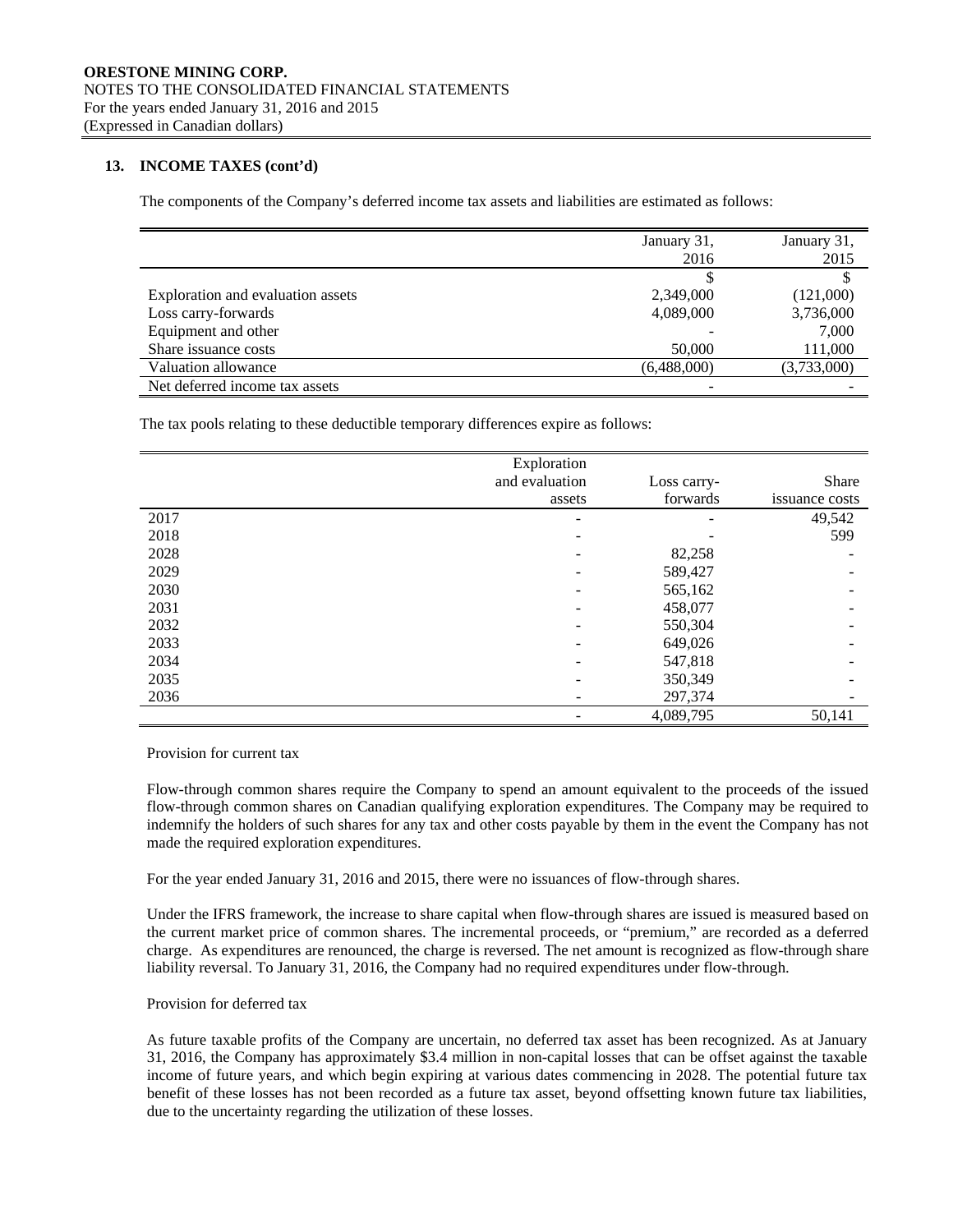## 13. INCOME TAXES (cont'd)

The components of the Company's deferred income tax assets and liabilities are estimated as follows:

| | January 31, 2016 | January 31, 2015 |
|---|---|---|
| | $ | $ |
| Exploration and evaluation assets | 2,349,000 | (121,000) |
| Loss carry-forwards | 4,089,000 | 3,736,000 |
| Equipment and other | - | 7,000 |
| Share issuance costs | 50,000 | 111,000 |
| Valuation allowance | (6,488,000) | (3,733,000) |
| Net deferred income tax assets | - | - |

The tax pools relating to these deductible temporary differences expire as follows:

| | Exploration and evaluation assets | Loss carry-forwards | Share issuance costs |
|---|---|---|---|
| 2017 | - | - | 49,542 |
| 2018 | - | - | 599 |
| 2028 | - | 82,258 | - |
| 2029 | - | 589,427 | - |
| 2030 | - | 565,162 | - |
| 2031 | - | 458,077 | - |
| 2032 | - | 550,304 | - |
| 2033 | - | 649,026 | - |
| 2034 | - | 547,818 | - |
| 2035 | - | 350,349 | - |
| 2036 | - | 297,374 | - |
| | - | 4,089,795 | 50,141 |

Provision for current tax

Flow-through common shares require the Company to spend an amount equivalent to the proceeds of the issued flow-through common shares on Canadian qualifying exploration expenditures. The Company may be required to indemnify the holders of such shares for any tax and other costs payable by them in the event the Company has not made the required exploration expenditures.

For the year ended January 31, 2016 and 2015, there were no issuances of flow-through shares.

Under the IFRS framework, the increase to share capital when flow-through shares are issued is measured based on the current market price of common shares. The incremental proceeds, or "premium," are recorded as a deferred charge. As expenditures are renounced, the charge is reversed. The net amount is recognized as flow-through share liability reversal. To January 31, 2016, the Company had no required expenditures under flow-through.

Provision for deferred tax

As future taxable profits of the Company are uncertain, no deferred tax asset has been recognized. As at January 31, 2016, the Company has approximately $3.4 million in non-capital losses that can be offset against the taxable income of future years, and which begin expiring at various dates commencing in 2028. The potential future tax benefit of these losses has not been recorded as a future tax asset, beyond offsetting known future tax liabilities, due to the uncertainty regarding the utilization of these losses.